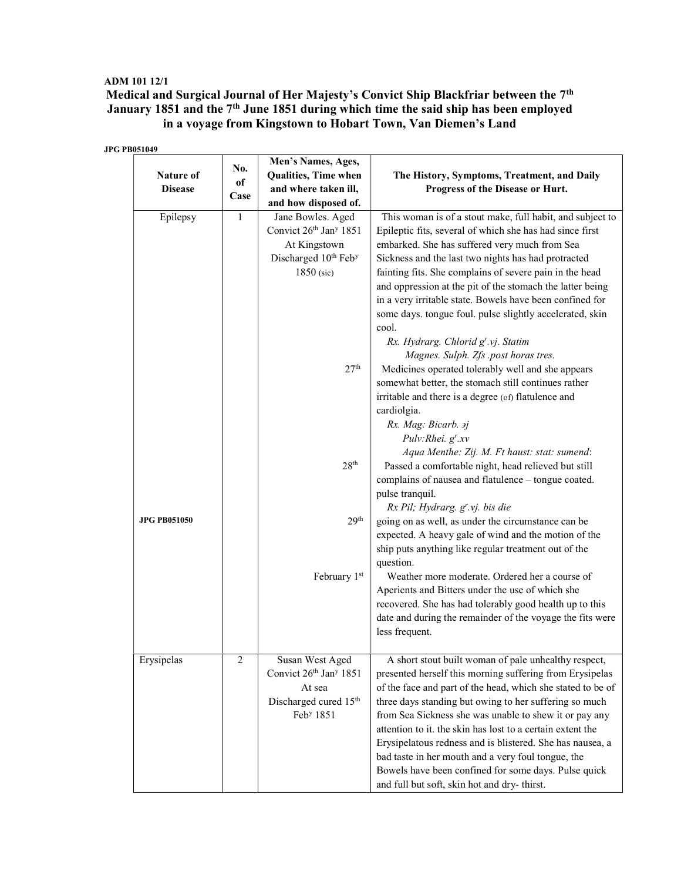**ADM 101 12/1**

## Medical and Surgical Journal of Her Majesty's Convict Ship Blackfriar between the 7th January 1851 and the 7th June 1851 during which time the said ship has been employed in a voyage from Kingstown to Hobart Town, Van Diemen's Land

**JPG PB051049**

| Nature of Disease | No. of Case | Men's Names, Ages, Qualities, Time when and where taken ill, and how disposed of. | The History, Symptoms, Treatment, and Daily Progress of the Disease or Hurt. |
|---|---|---|---|
| Epilepsy | 1 | Jane Bowles. Aged Convict 26th Jan$^{y}$ 1851 At Kingstown Discharged 10th Feb$^{y}$ 1850 (sic) | This woman is of a stout make, full habit, and subject to Epileptic fits, several of which she has had since first embarked. She has suffered very much from Sea Sickness and the last two nights has had protracted fainting fits. She complains of severe pain in the head and oppression at the pit of the stomach the latter being in a very irritable state. Bowels have been confined for some days. tongue foul. pulse slightly accelerated, skin cool. *Rx. Hydrarg. Chlorid g$^{r}$.vj. Statim Magnes. Sulph. Ʒfs .post horas tres.* |
| | | 27th | Medicines operated tolerably well and she appears somewhat better, the stomach still continues rather irritable and there is a degree (of) flatulence and cardiolgia. *Rx. Mag: Bicarb. ɘj Pulv:Rhei. g$^{r}$.xv Aqua Menthe: Ʒij. M. Ft haust: stat: sumend*: |
| | | 28th | Passed a comfortable night, head relieved but still complains of nausea and flatulence – tongue coated. pulse tranquil. *Rx Pil; Hydrarg. g$^{r}$.vj. bis die* |
| **JPG PB051050** | | 29th | going on as well, as under the circumstance can be expected. A heavy gale of wind and the motion of the ship puts anything like regular treatment out of the question. |
| | | February 1st | Weather more moderate. Ordered her a course of Aperients and Bitters under the use of which she recovered. She has had tolerably good health up to this date and during the remainder of the voyage the fits were less frequent. |
| Erysipelas | 2 | Susan West Aged Convict 26th Jan$^{y}$ 1851 At sea Discharged cured 15th Feb$^{y}$ 1851 | A short stout built woman of pale unhealthy respect, presented herself this morning suffering from Erysipelas of the face and part of the head, which she stated to be of three days standing but owing to her suffering so much from Sea Sickness she was unable to shew it or pay any attention to it. the skin has lost to a certain extent the Erysipelatous redness and is blistered. She has nausea, a bad taste in her mouth and a very foul tongue, the Bowels have been confined for some days. Pulse quick and full but soft, skin hot and dry- thirst. |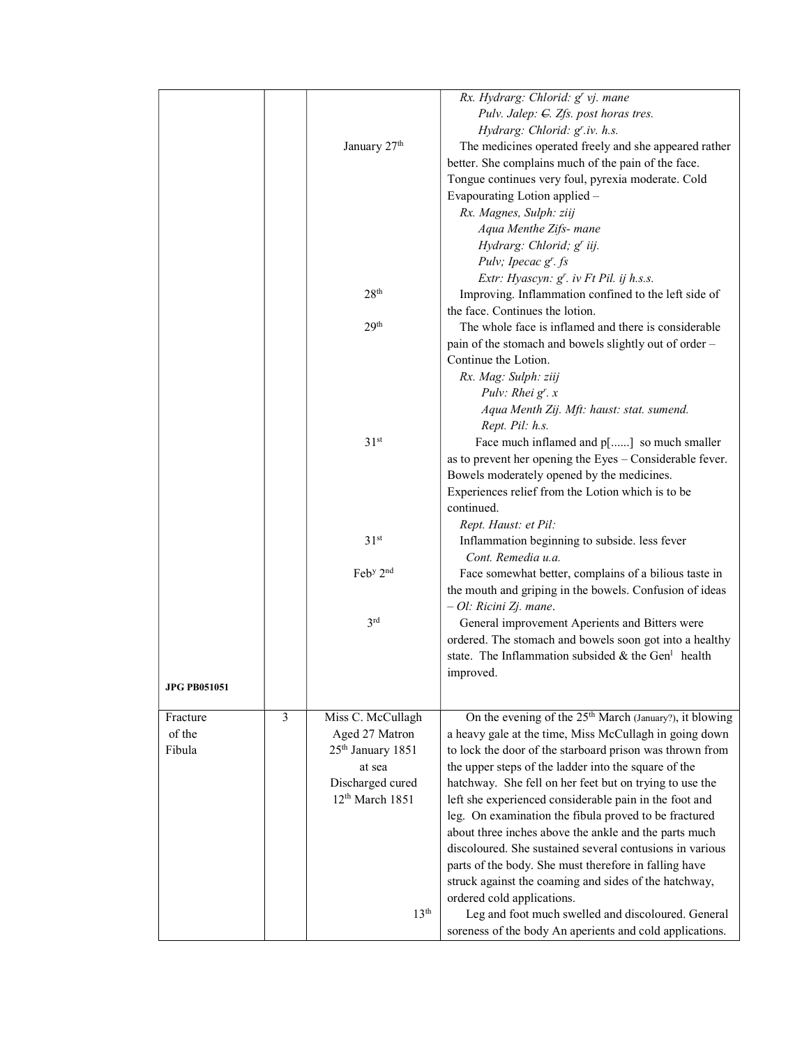| | | | |
|---|---|---|---|
| | | | *Rx. Hydrarg: Chlorid: gr vj. mane*<br>*Pulv. Jalep: ~~C~~. Zfs. post horas tres.*<br>*Hydrarg: Chlorid: gr.iv. h.s.* |
| | | January 27th | The medicines operated freely and she appeared rather better. She complains much of the pain of the face. Tongue continues very foul, pyrexia moderate. Cold Evapourating Lotion applied –<br>*Rx. Magnes, Sulph: ziij*<br>*Aqua Menthe Zifs- mane*<br>*Hydrarg: Chlorid; gr iij.*<br>*Pulv; Ipecac gr. fs*<br>*Extr: Hyascyn: gr. iv Ft Pil. ij h.s.s.* |
| | | 28th | Improving. Inflammation confined to the left side of the face. Continues the lotion. |
| | | 29th | The whole face is inflamed and there is considerable pain of the stomach and bowels slightly out of order – Continue the Lotion.<br>*Rx. Mag: Sulph: ziij*<br>*Pulv: Rhei gr. x*<br>*Aqua Menth Zij. Mft: haust: stat. sumend.*<br>*Rept. Pil: h.s.* |
| | | 31st | Face much inflamed and p[......] so much smaller as to prevent her opening the Eyes – Considerable fever. Bowels moderately opened by the medicines. Experiences relief from the Lotion which is to be continued.<br>*Rept. Haust: et Pil:* |
| | | 31st | Inflammation beginning to subside. less fever<br>*Cont. Remedia u.a.* |
| | | Feby 2nd | Face somewhat better, complains of a bilious taste in the mouth and griping in the bowels. Confusion of ideas – *Ol: Ricini Zj. mane*. |
| | | 3rd | General improvement Aperients and Bitters were ordered. The stomach and bowels soon got into a healthy state. The Inflammation subsided & the Genl health improved. |
| **JPG PB051051** | | | |
| Fracture of the Fibula | 3 | Miss C. McCullagh<br>Aged 27 Matron<br>25th January 1851<br>at sea<br>Discharged cured<br>12th March 1851 | On the evening of the 25th March (January?), it blowing a heavy gale at the time, Miss McCullagh in going down to lock the door of the starboard prison was thrown from the upper steps of the ladder into the square of the hatchway. She fell on her feet but on trying to use the left she experienced considerable pain in the foot and leg. On examination the fibula proved to be fractured about three inches above the ankle and the parts much discoloured. She sustained several contusions in various parts of the body. She must therefore in falling have struck against the coaming and sides of the hatchway, ordered cold applications. |
| | | 13th | Leg and foot much swelled and discoloured. General soreness of the body An aperients and cold applications. |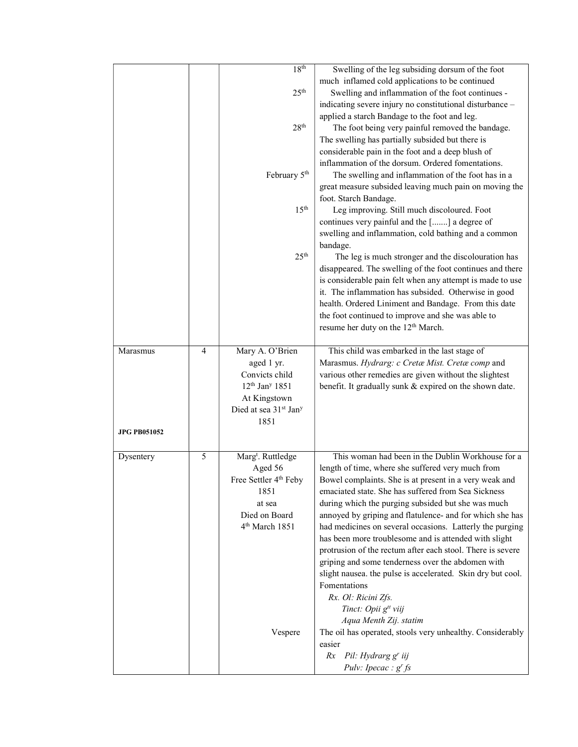| | | | |
|---|---|---|---|
| | | 18th | Swelling of the leg subsiding dorsum of the foot much inflamed cold applications to be continued |
| | | 25th | Swelling and inflammation of the foot continues - indicating severe injury no constitutional disturbance – applied a starch Bandage to the foot and leg. |
| | | 28th | The foot being very painful removed the bandage. The swelling has partially subsided but there is considerable pain in the foot and a deep blush of inflammation of the dorsum. Ordered fomentations. |
| | | February 5th | The swelling and inflammation of the foot has in a great measure subsided leaving much pain on moving the foot. Starch Bandage. |
| | | 15th | Leg improving. Still much discoloured. Foot continues very painful and the [.......] a degree of swelling and inflammation, cold bathing and a common bandage. |
| | | 25th | The leg is much stronger and the discolouration has disappeared. The swelling of the foot continues and there is considerable pain felt when any attempt is made to use it. The inflammation has subsided. Otherwise in good health. Ordered Liniment and Bandage. From this date the foot continued to improve and she was able to resume her duty on the 12th March. |
| Marasmus<br><br>**JPG PB051052** | 4 | Mary A. O'Brien<br>aged 1 yr.<br>Convicts child<br>12th Jany 1851<br>At Kingstown<br>Died at sea 31st Jany 1851 | This child was embarked in the last stage of Marasmus. *Hydrarg: c Cretæ Mist. Cretæ comp* and various other remedies are given without the slightest benefit. It gradually sunk & expired on the shown date. |
| Dysentery | 5 | Margt. Ruttledge<br>Aged 56<br>Free Settler 4th Feby 1851<br>at sea<br>Died on Board<br>4th March 1851 | This woman had been in the Dublin Workhouse for a length of time, where she suffered very much from Bowel complaints. She is at present in a very weak and emaciated state. She has suffered from Sea Sickness during which the purging subsided but she was much annoyed by griping and flatulence- and for which she has had medicines on several occasions. Latterly the purging has been more troublesome and is attended with slight protrusion of the rectum after each stool. There is severe griping and some tenderness over the abdomen with slight nausea. the pulse is accelerated. Skin dry but cool. Fomentations<br>*Rx. Ol: Ricini Zfs.*<br>*Tinct: Opii gtt viij*<br>*Aqua Menth Zij. statim* |
| | | Vespere | The oil has operated, stools very unhealthy. Considerably easier<br>*Rx Pil: Hydrarg gr iij*<br>*Pulv: Ipecac : gr fs* |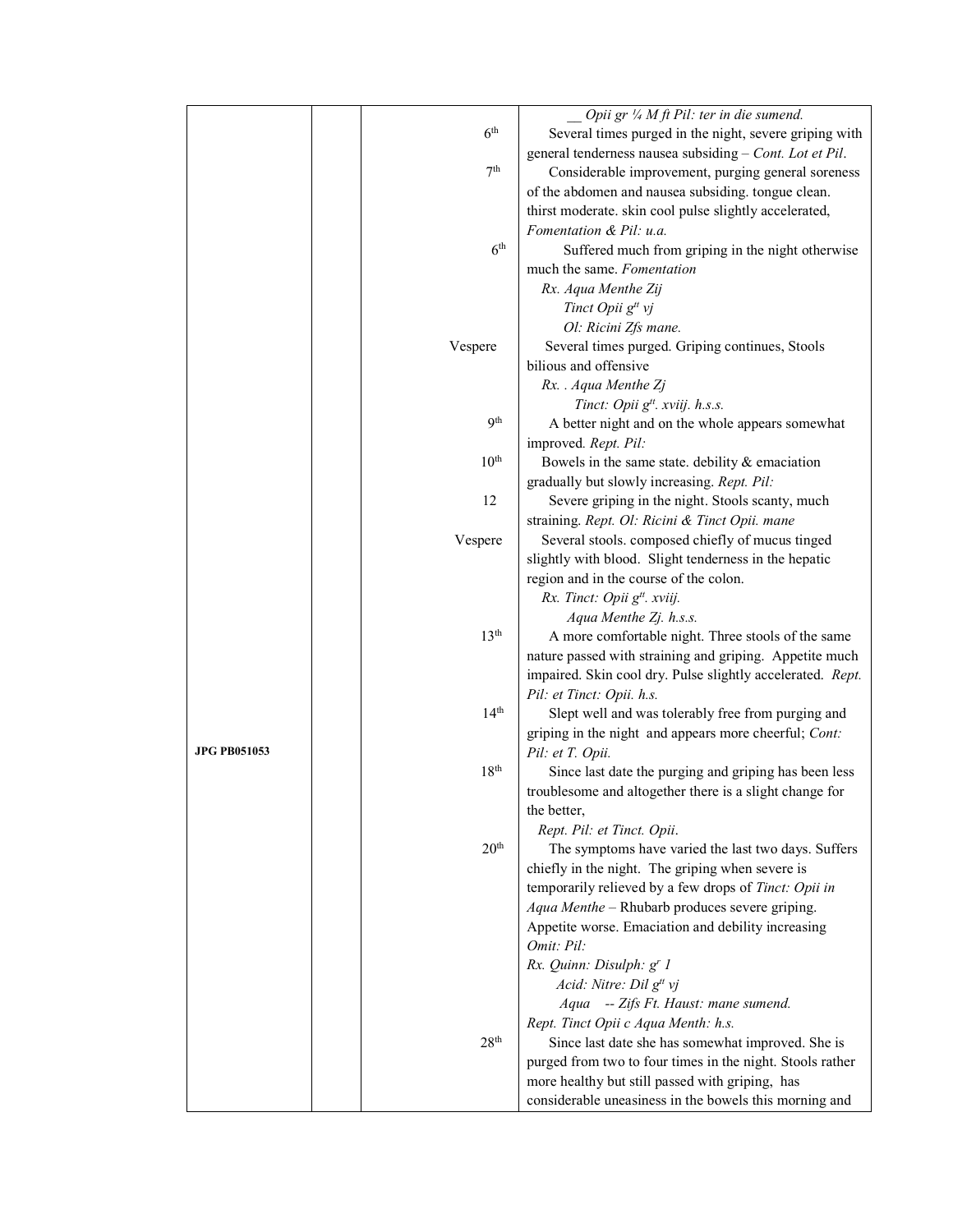| | | | |
|---|---|---|---|
| | | | *__ Opii gr ¼ M ft Pil: ter in die sumend.* |
| | | 6th | Several times purged in the night, severe griping with general tenderness nausea subsiding – *Cont. Lot et Pil*. |
| | | 7th | Considerable improvement, purging general soreness of the abdomen and nausea subsiding. tongue clean. thirst moderate. skin cool pulse slightly accelerated, *Fomentation & Pil: u.a.* |
| | | 6th | Suffered much from griping in the night otherwise much the same. *Fomentation*<br>*Rx. Aqua Menthe Zij*<br>*Tinct Opii gtt vj*<br>*Ol: Ricini Zfs mane.* |
| | | Vespere | Several times purged. Griping continues, Stools bilious and offensive<br>*Rx. . Aqua Menthe Zj*<br>*Tinct: Opii gtt. xviij. h.s.s.* |
| | | 9th | A better night and on the whole appears somewhat improved. *Rept. Pil:* |
| | | 10th | Bowels in the same state. debility & emaciation gradually but slowly increasing. *Rept. Pil:* |
| | | 12 | Severe griping in the night. Stools scanty, much straining. *Rept. Ol: Ricini & Tinct Opii. mane* |
| | | Vespere | Several stools. composed chiefly of mucus tinged slightly with blood. Slight tenderness in the hepatic region and in the course of the colon.<br>*Rx. Tinct: Opii gtt. xviij.*<br>*Aqua Menthe Zj. h.s.s.* |
| | | 13th | A more comfortable night. Three stools of the same nature passed with straining and griping. Appetite much impaired. Skin cool dry. Pulse slightly accelerated. *Rept. Pil: et Tinct: Opii. h.s.* |
| | | 14th | Slept well and was tolerably free from purging and griping in the night and appears more cheerful; *Cont: Pil: et T. Opii.* |
| **JPG PB051053** | | 18th | Since last date the purging and griping has been less troublesome and altogether there is a slight change for the better,<br>*Rept. Pil: et Tinct. Opii*. |
| | | 20th | The symptoms have varied the last two days. Suffers chiefly in the night. The griping when severe is temporarily relieved by a few drops of *Tinct: Opii in Aqua Menthe* – Rhubarb produces severe griping. Appetite worse. Emaciation and debility increasing<br>*Omit: Pil:*<br>*Rx. Quinn: Disulph: gr 1*<br>*Acid: Nitre: Dil gtt vj*<br>*Aqua -- Zifs Ft. Haust: mane sumend.*<br>*Rept. Tinct Opii c Aqua Menth: h.s.* |
| | | 28th | Since last date she has somewhat improved. She is purged from two to four times in the night. Stools rather more healthy but still passed with griping, has considerable uneasiness in the bowels this morning and |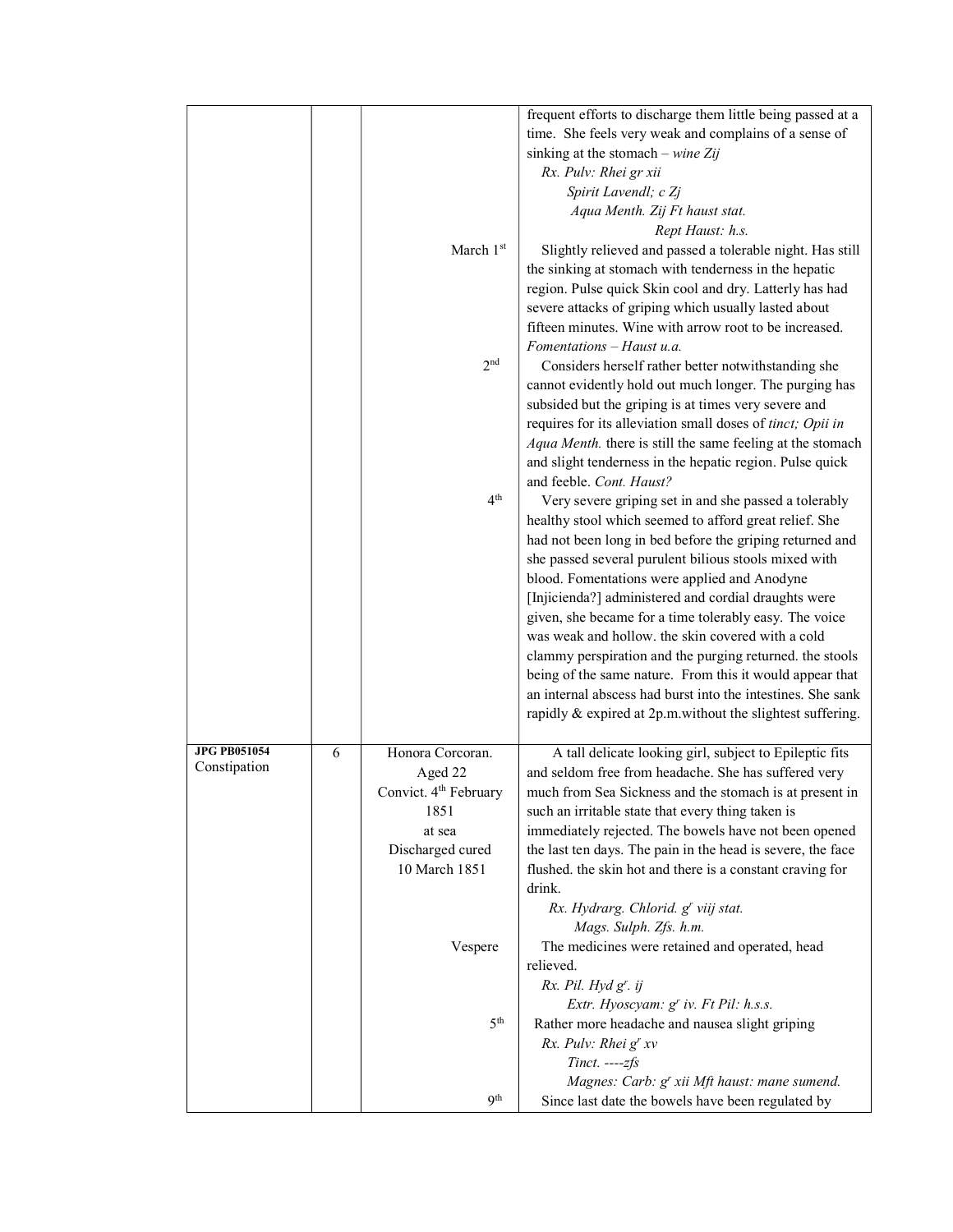| | | | |
|---|---|---|---|
| | | | frequent efforts to discharge them little being passed at a time. She feels very weak and complains of a sense of sinking at the stomach – *wine Zij*<br>*Rx. Pulv: Rhei gr xii*<br>*Spirit Lavendl; c Zj*<br>*Aqua Menth. Zij Ft haust stat.*<br>*Rept Haust: h.s.* |
| | | March 1st | Slightly relieved and passed a tolerable night. Has still the sinking at stomach with tenderness in the hepatic region. Pulse quick Skin cool and dry. Latterly has had severe attacks of griping which usually lasted about fifteen minutes. Wine with arrow root to be increased.<br>*Fomentations – Haust u.a.* |
| | | 2nd | Considers herself rather better notwithstanding she cannot evidently hold out much longer. The purging has subsided but the griping is at times very severe and requires for its alleviation small doses of *tinct; Opii in Aqua Menth.* there is still the same feeling at the stomach and slight tenderness in the hepatic region. Pulse quick and feeble. *Cont. Haust?* |
| | | 4th | Very severe griping set in and she passed a tolerably healthy stool which seemed to afford great relief. She had not been long in bed before the griping returned and she passed several purulent bilious stools mixed with blood. Fomentations were applied and Anodyne [Injicienda?] administered and cordial draughts were given, she became for a time tolerably easy. The voice was weak and hollow. the skin covered with a cold clammy perspiration and the purging returned. the stools being of the same nature. From this it would appear that an internal abscess had burst into the intestines. She sank rapidly & expired at 2p.m.without the slightest suffering. |
| **JPG PB051054**<br>Constipation | 6 | Honora Corcoran.<br>Aged 22<br>Convict. 4th February 1851<br>at sea<br>Discharged cured<br>10 March 1851 | A tall delicate looking girl, subject to Epileptic fits and seldom free from headache. She has suffered very much from Sea Sickness and the stomach is at present in such an irritable state that every thing taken is immediately rejected. The bowels have not been opened the last ten days. The pain in the head is severe, the face flushed. the skin hot and there is a constant craving for drink.<br>*Rx. Hydrarg. Chlorid. gr viij stat.*<br>*Mags. Sulph. Zfs. h.m.* |
| | | Vespere | The medicines were retained and operated, head relieved.<br>*Rx. Pil. Hyd gr. ij*<br>*Extr. Hyoscyam: gr iv. Ft Pil: h.s.s.* |
| | | 5th | Rather more headache and nausea slight griping<br>*Rx. Pulv: Rhei gr xv*<br>*Tinct. ----zfs*<br>*Magnes: Carb: gr xii Mft haust: mane sumend.* |
| | | 9th | Since last date the bowels have been regulated by |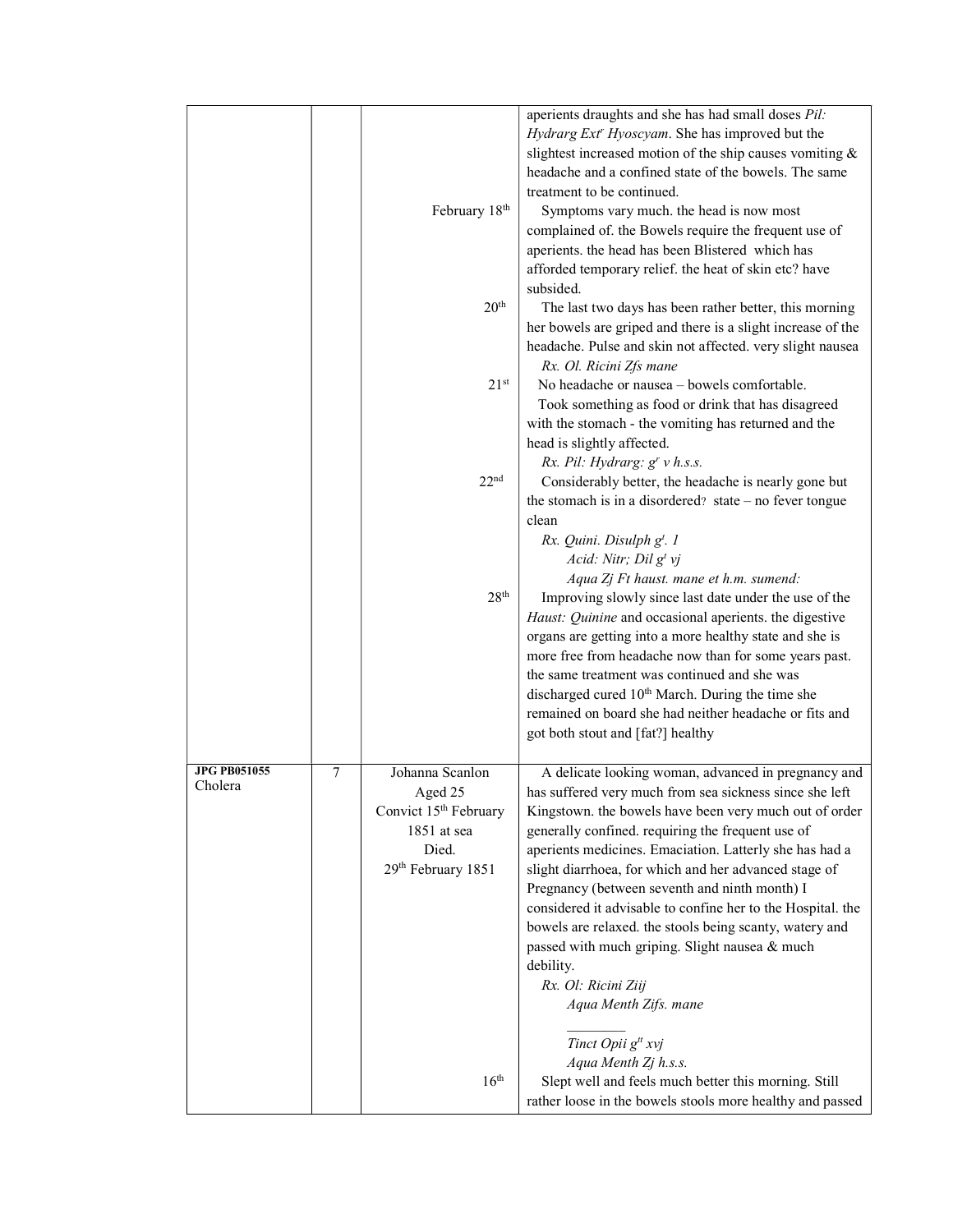| | | | |
|---|---|---|---|
| | | | aperients draughts and she has had small doses *Pil: Hydrarg Ext$^{r}$ Hyoscyam*. She has improved but the slightest increased motion of the ship causes vomiting & headache and a confined state of the bowels. The same treatment to be continued. |
| | | February 18$^{th}$ | Symptoms vary much. the head is now most complained of. the Bowels require the frequent use of aperients. the head has been Blistered which has afforded temporary relief. the heat of skin etc? have subsided. |
| | | 20$^{th}$ | The last two days has been rather better, this morning her bowels are griped and there is a slight increase of the headache. Pulse and skin not affected. very slight nausea<br>*Rx. Ol. Ricini Zfs mane* |
| | | 21$^{st}$ | No headache or nausea – bowels comfortable.<br>Took something as food or drink that has disagreed with the stomach - the vomiting has returned and the head is slightly affected.<br>*Rx. Pil: Hydrarg: g$^{r}$ v h.s.s.* |
| | | 22$^{nd}$ | Considerably better, the headache is nearly gone but the stomach is in a disordered? state – no fever tongue clean<br>*Rx. Quini. Disulph g$^{t}$. 1*<br>*Acid: Nitr; Dil g$^{t}$ vj*<br>*Aqua Zj Ft haust. mane et h.m. sumend:* |
| | | 28$^{th}$ | Improving slowly since last date under the use of the *Haust: Quinine* and occasional aperients. the digestive organs are getting into a more healthy state and she is more free from headache now than for some years past. the same treatment was continued and she was discharged cured 10$^{th}$ March. During the time she remained on board she had neither headache or fits and got both stout and [fat?] healthy |
| **JPG PB051055**<br>Cholera | 7 | Johanna Scanlon<br>Aged 25<br>Convict 15$^{th}$ February 1851 at sea<br>Died.<br>29$^{th}$ February 1851 | A delicate looking woman, advanced in pregnancy and has suffered very much from sea sickness since she left Kingstown. the bowels have been very much out of order generally confined. requiring the frequent use of aperients medicines. Emaciation. Latterly she has had a slight diarrhoea, for which and her advanced stage of Pregnancy (between seventh and ninth month) I considered it advisable to confine her to the Hospital. the bowels are relaxed. the stools being scanty, watery and passed with much griping. Slight nausea & much debility.<br>*Rx. Ol: Ricini Ziij*<br>*Aqua Menth Zifs. mane*<br>________<br>*Tinct Opii g$^{tt}$ xvj*<br>*Aqua Menth Zj h.s.s.* |
| | | 16$^{th}$ | Slept well and feels much better this morning. Still rather loose in the bowels stools more healthy and passed |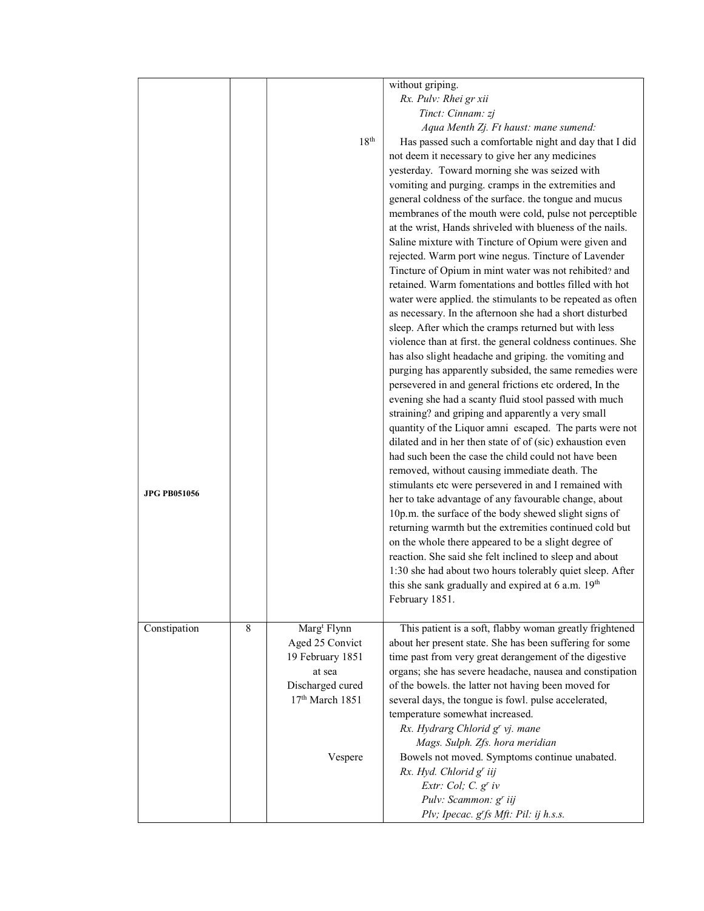| | | | |
|---|---|---|---|
| | | | without griping. *Rx. Pulv: Rhei gr xii* *Tinct: Cinnam: zj* *Aqua Menth Zj. Ft haust: mane sumend:* |
| JPG PB051056 | | 18th | Has passed such a comfortable night and day that I did not deem it necessary to give her any medicines yesterday. Toward morning she was seized with vomiting and purging. cramps in the extremities and general coldness of the surface. the tongue and mucus membranes of the mouth were cold, pulse not perceptible at the wrist, Hands shriveled with blueness of the nails. Saline mixture with Tincture of Opium were given and rejected. Warm port wine negus. Tincture of Lavender Tincture of Opium in mint water was not rehibited? and retained. Warm fomentations and bottles filled with hot water were applied. the stimulants to be repeated as often as necessary. In the afternoon she had a short disturbed sleep. After which the cramps returned but with less violence than at first. the general coldness continues. She has also slight headache and griping. the vomiting and purging has apparently subsided, the same remedies were persevered in and general frictions etc ordered, In the evening she had a scanty fluid stool passed with much straining? and griping and apparently a very small quantity of the Liquor amni escaped. The parts were not dilated and in her then state of of (sic) exhaustion even had such been the case the child could not have been removed, without causing immediate death. The stimulants etc were persevered in and I remained with her to take advantage of any favourable change, about 10p.m. the surface of the body shewed slight signs of returning warmth but the extremities continued cold but on the whole there appeared to be a slight degree of reaction. She said she felt inclined to sleep and about 1:30 she had about two hours tolerably quiet sleep. After this she sank gradually and expired at 6 a.m. 19th February 1851. |
| Constipation | 8 | Margt Flynn Aged 25 Convict 19 February 1851 at sea Discharged cured 17th March 1851 | This patient is a soft, flabby woman greatly frightened about her present state. She has been suffering for some time past from very great derangement of the digestive organs; she has severe headache, nausea and constipation of the bowels. the latter not having been moved for several days, the tongue is fowl. pulse accelerated, temperature somewhat increased. *Rx. Hydrarg Chlorid gr vj. mane* *Mags. Sulph. Zfs. hora meridian* |
| | | Vespere | Bowels not moved. Symptoms continue unabated. *Rx. Hyd. Chlorid gr iij* *Extr: Col; C. gr iv* *Pulv: Scammon: gr iij* *Plv; Ipecac. grfs Mft: Pil: ij h.s.s.* |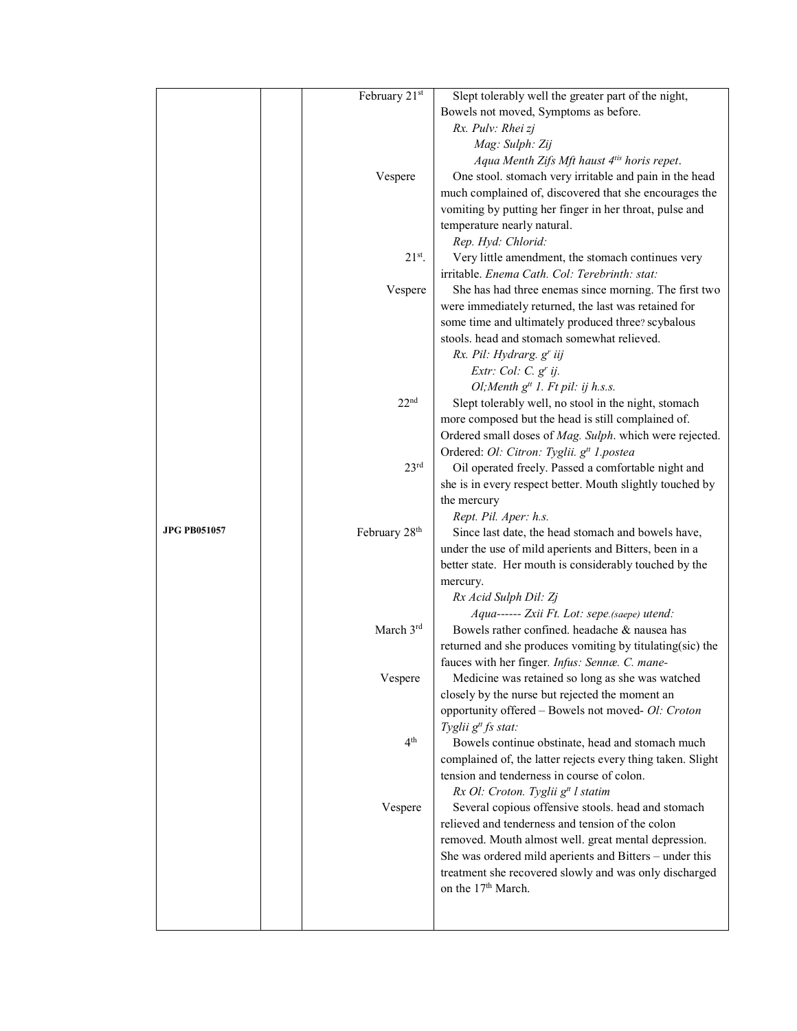| | | | |
|---|---|---|---|
| | | February 21[st] | Slept tolerably well the greater part of the night, Bowels not moved, Symptoms as before.<br>*Rx. Pulv: Rhei zj*<br>*Mag: Sulph: Zij*<br>*Aqua Menth Zifs Mft haust 4[tis] horis repet*. |
| | | Vespere | One stool. stomach very irritable and pain in the head much complained of, discovered that she encourages the vomiting by putting her finger in her throat, pulse and temperature nearly natural.<br>*Rep. Hyd: Chlorid:* |
| | | 21[st]. | Very little amendment, the stomach continues very irritable. *Enema Cath. Col: Terebrinth: stat:* |
| | | Vespere | She has had three enemas since morning. The first two were immediately returned, the last was retained for some time and ultimately produced three? scybalous stools. head and stomach somewhat relieved.<br>*Rx. Pil: Hydrarg. g[r] iij*<br>*Extr: Col: C. g[r] ij.*<br>*Ol;Menth g[tt] 1. Ft pil: ij h.s.s.* |
| | | 22[nd] | Slept tolerably well, no stool in the night, stomach more composed but the head is still complained of. Ordered small doses of *Mag. Sulph*. which were rejected. Ordered: *Ol: Citron: Tyglii. g[tt] 1.postea* |
| | | 23[rd] | Oil operated freely. Passed a comfortable night and she is in every respect better. Mouth slightly touched by the mercury<br>*Rept. Pil. Aper: h.s.* |
| **JPG PB051057** | | February 28[th] | Since last date, the head stomach and bowels have, under the use of mild aperients and Bitters, been in a better state. Her mouth is considerably touched by the mercury.<br>*Rx Acid Sulph Dil: Zj*<br>*Aqua------ Zxii Ft. Lot: sepe.(saepe) utend:* |
| | | March 3[rd] | Bowels rather confined. headache & nausea has returned and she produces vomiting by titulating(sic) the fauces with her finger. *Infus: Sennæ. C. mane-* |
| | | Vespere | Medicine was retained so long as she was watched closely by the nurse but rejected the moment an opportunity offered – Bowels not moved- *Ol: Croton Tyglii g[tt] fs stat:* |
| | | 4[th] | Bowels continue obstinate, head and stomach much complained of, the latter rejects every thing taken. Slight tension and tenderness in course of colon.<br>*Rx Ol: Croton. Tyglii g[tt] l statim* |
| | | Vespere | Several copious offensive stools. head and stomach relieved and tenderness and tension of the colon removed. Mouth almost well. great mental depression. She was ordered mild aperients and Bitters – under this treatment she recovered slowly and was only discharged on the 17[th] March. |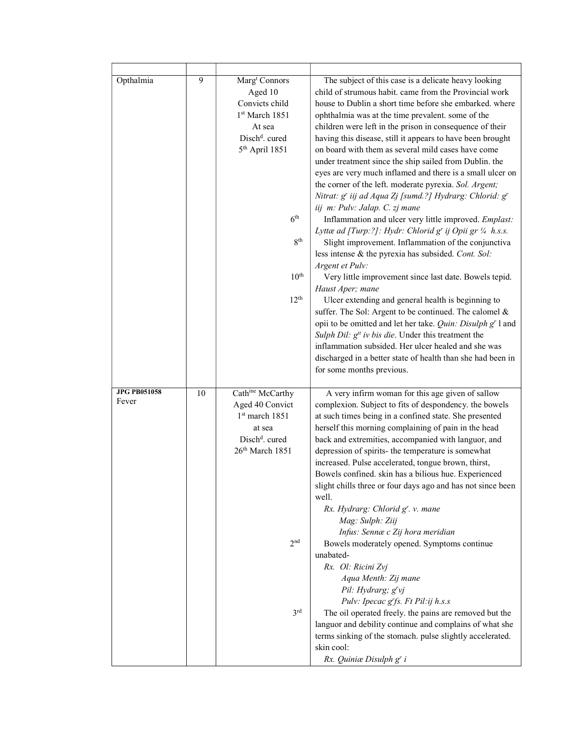| | | | |
|---|---|---|---|
| Opthalmia | 9 | Marg[t] Connors<br>Aged 10<br>Convicts child<br>1[st] March 1851<br>At sea<br>Disch[d]. cured<br>5[th] April 1851 | The subject of this case is a delicate heavy looking child of strumous habit. came from the Provincial work house to Dublin a short time before she embarked. where ophthalmia was at the time prevalent. some of the children were left in the prison in consequence of their having this disease, still it appears to have been brought on board with them as several mild cases have come under treatment since the ship sailed from Dublin. the eyes are very much inflamed and there is a small ulcer on the corner of the left. moderate pyrexia. *Sol. Argent; Nitrat: g[r] iij ad Aqua Zj [sumd.?] Hydrarg: Chlorid: g[r] iij m: Pulv: Jalap. C. zj mane* |
| | | 6[th] | Inflammation and ulcer very little improved. *Emplast: Lyttæ ad [Turp:?]: Hydr: Chlorid g[r] ij Opii gr ¼ h.s.s.* |
| | | 8[th] | Slight improvement. Inflammation of the conjunctiva less intense & the pyrexia has subsided. *Cont. Sol: Argent et Pulv:* |
| | | 10[th] | Very little improvement since last date. Bowels tepid. *Haust Aper; mane* |
| | | 12[th] | Ulcer extending and general health is beginning to suffer. The Sol: Argent to be continued. The calomel & opii to be omitted and let her take. *Quin: Disulph g[r] l* and *Sulph Dil: g[tt] iv bis die*. Under this treatment the inflammation subsided. Her ulcer healed and she was discharged in a better state of health than she had been in for some months previous. |
| **JPG PB051058**<br>Fever | 10 | Cath[ine] McCarthy<br>Aged 40 Convict<br>1[st] march 1851<br>at sea<br>Disch[d]. cured<br>26[th] March 1851 | A very infirm woman for this age given of sallow complexion. Subject to fits of despondency. the bowels at such times being in a confined state. She presented herself this morning complaining of pain in the head back and extremities, accompanied with languor, and depression of spirits- the temperature is somewhat increased. Pulse accelerated, tongue brown, thirst, Bowels confined. skin has a bilious hue. Experienced slight chills three or four days ago and has not since been well.<br>*Rx. Hydrarg: Chlorid g[r]. v. mane*<br>*Mag: Sulph: Ziij*<br>*Infus: Sennæ c Zij hora meridian* |
| | | 2[nd] | Bowels moderately opened. Symptoms continue unabated-<br>*Rx. Ol: Ricini Zvj*<br>*Aqua Menth: Zij mane*<br>*Pil: Hydrarg; g[r]vj*<br>*Pulv: Ipecac g[r]fs. Ft Pil:ij h.s.s* |
| | | 3[rd] | The oil operated freely. the pains are removed but the languor and debility continue and complains of what she terms sinking of the stomach. pulse slightly accelerated. skin cool:<br>*Rx. Quiniæ Disulph g[r] i* |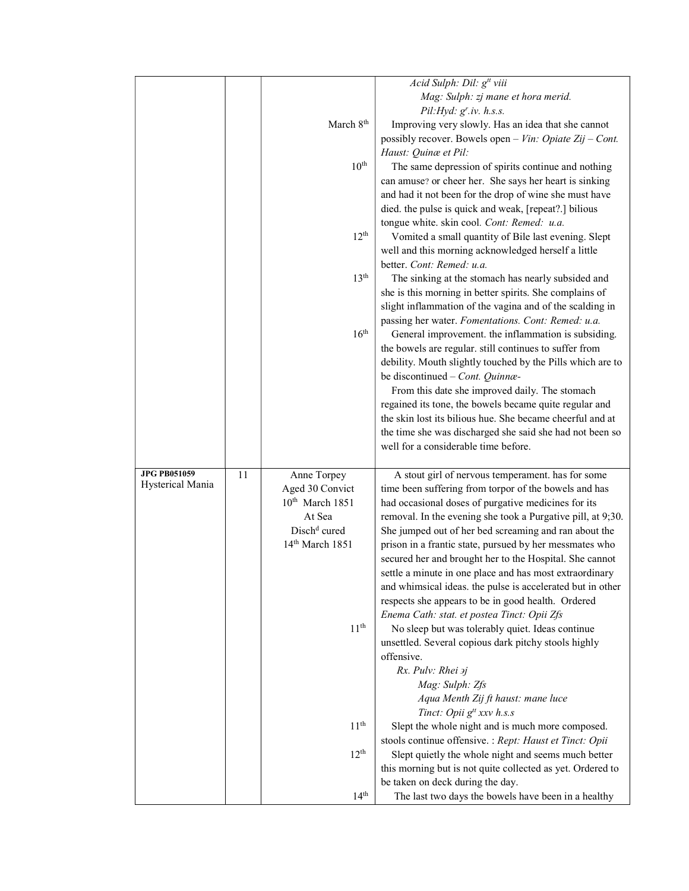| | | | |
|---|---|---|---|
| | | | *Acid Sulph: Dil: gtt viii*<br>*Mag: Sulph: zj mane et hora merid.*<br>*Pil:Hyd: gr.iv. h.s.s.* |
| | | March 8th | Improving very slowly. Has an idea that she cannot possibly recover. Bowels open – *Vin: Opiate Zij – Cont. Haust: Quinæ et Pil:* |
| | | 10th | The same depression of spirits continue and nothing can amuse? or cheer her. She says her heart is sinking and had it not been for the drop of wine she must have died. the pulse is quick and weak, [repeat?.] bilious tongue white. skin cool. *Cont: Remed: u.a.* |
| | | 12th | Vomited a small quantity of Bile last evening. Slept well and this morning acknowledged herself a little better. *Cont: Remed: u.a.* |
| | | 13th | The sinking at the stomach has nearly subsided and she is this morning in better spirits. She complains of slight inflammation of the vagina and of the scalding in passing her water. *Fomentations. Cont: Remed: u.a.* |
| | | 16th | General improvement. the inflammation is subsiding. the bowels are regular. still continues to suffer from debility. Mouth slightly touched by the Pills which are to be discontinued – *Cont. Quinnæ-*<br>From this date she improved daily. The stomach regained its tone, the bowels became quite regular and the skin lost its bilious hue. She became cheerful and at the time she was discharged she said she had not been so well for a considerable time before. |
| **JPG PB051059**<br>Hysterical Mania | 11 | Anne Torpey<br>Aged 30 Convict<br>10th March 1851<br>At Sea<br>Dischd cured<br>14th March 1851 | A stout girl of nervous temperament. has for some time been suffering from torpor of the bowels and has had occasional doses of purgative medicines for its removal. In the evening she took a Purgative pill, at 9;30. She jumped out of her bed screaming and ran about the prison in a frantic state, pursued by her messmates who secured her and brought her to the Hospital. She cannot settle a minute in one place and has most extraordinary and whimsical ideas. the pulse is accelerated but in other respects she appears to be in good health. Ordered *Enema Cath: stat. et postea Tinct: Opii Zfs* |
| | | 11th | No sleep but was tolerably quiet. Ideas continue unsettled. Several copious dark pitchy stools highly offensive.<br>*Rx. Pulv: Rhei ɜj*<br>*Mag: Sulph: Zfs*<br>*Aqua Menth Zij ft haust: mane luce*<br>*Tinct: Opii gtt xxv h.s.s* |
| | | 11th | Slept the whole night and is much more composed. stools continue offensive. : *Rept: Haust et Tinct: Opii* |
| | | 12th | Slept quietly the whole night and seems much better this morning but is not quite collected as yet. Ordered to be taken on deck during the day. |
| | | 14th | The last two days the bowels have been in a healthy |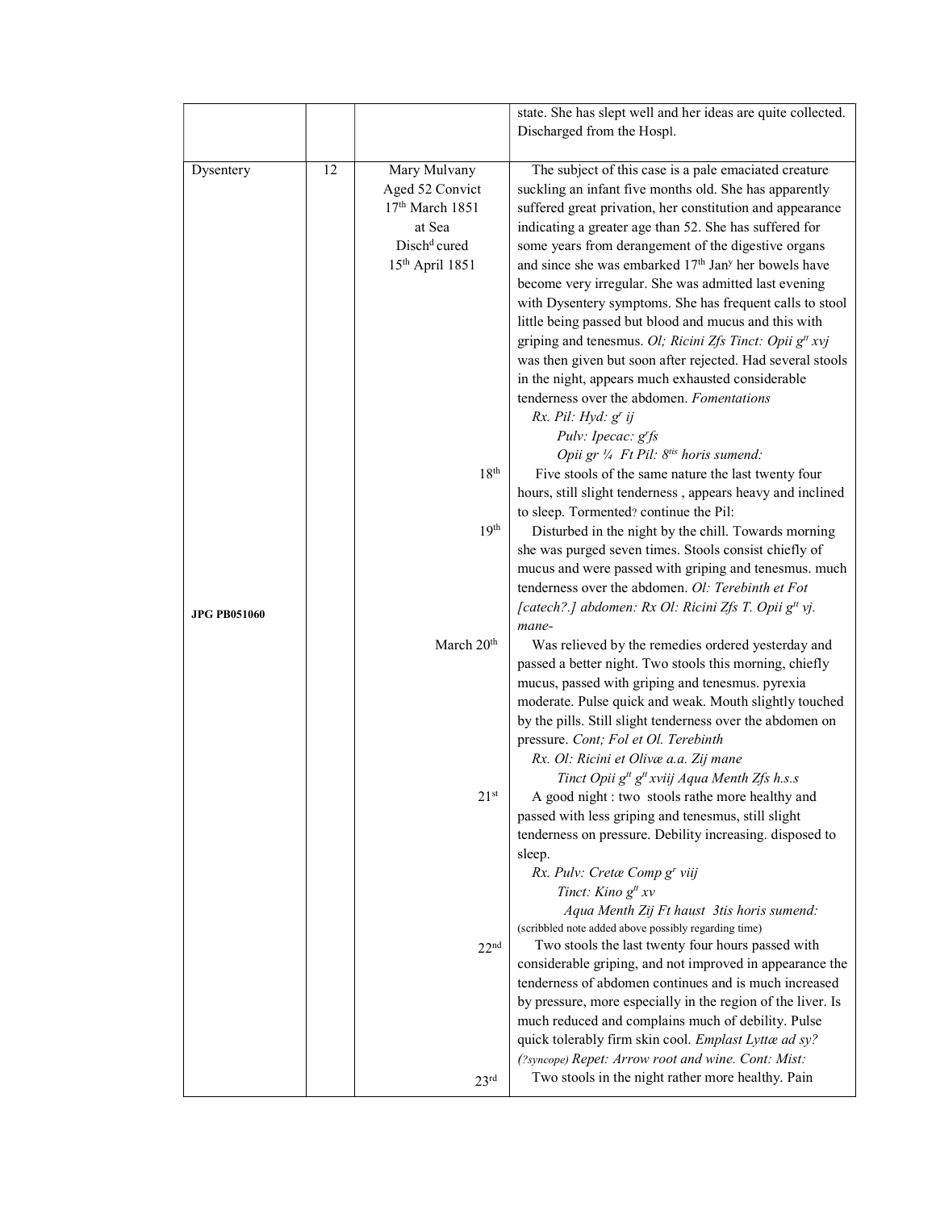| | | | |
|---|---|---|---|
| | | | state. She has slept well and her ideas are quite collected. Discharged from the Hospl. |
| Dysentery | 12 | Mary Mulvany<br>Aged 52 Convict<br>17th March 1851<br>at Sea<br>Dischd cured<br>15th April 1851 | The subject of this case is a pale emaciated creature suckling an infant five months old. She has apparently suffered great privation, her constitution and appearance indicating a greater age than 52. She has suffered for some years from derangement of the digestive organs and since she was embarked 17th Jany her bowels have become very irregular. She was admitted last evening with Dysentery symptoms. She has frequent calls to stool little being passed but blood and mucus and this with griping and tenesmus. *Ol; Ricini Zfs Tinct: Opii gtt xvj* was then given but soon after rejected. Had several stools in the night, appears much exhausted considerable tenderness over the abdomen. *Fomentations*<br>*Rx. Pil: Hyd: gr ij*<br>*Pulv: Ipecac: grfs*<br>*Opii gr ¼ Ft Pil: 8tis horis sumend:* |
| | | 18th | Five stools of the same nature the last twenty four hours, still slight tenderness , appears heavy and inclined to sleep. Tormented? continue the Pil: |
| | | 19th | Disturbed in the night by the chill. Towards morning she was purged seven times. Stools consist chiefly of mucus and were passed with griping and tenesmus. much tenderness over the abdomen. *Ol: Terebinth et Fot [catech?.] abdomen: Rx Ol: Ricini Zfs T. Opii gtt vj. mane-* |
| **JPG PB051060** | | | |
| | | March 20th | Was relieved by the remedies ordered yesterday and passed a better night. Two stools this morning, chiefly mucus, passed with griping and tenesmus. pyrexia moderate. Pulse quick and weak. Mouth slightly touched by the pills. Still slight tenderness over the abdomen on pressure. *Cont; Fol et Ol. Terebinth*<br>*Rx. Ol: Ricini et Olivæ a.a. Zij mane*<br>*Tinct Opii gtt gtt xviij Aqua Menth Zfs h.s.s* |
| | | 21st | A good night : two stools rathe more healthy and passed with less griping and tenesmus, still slight tenderness on pressure. Debility increasing. disposed to sleep.<br>*Rx. Pulv: Cretæ Comp gr viij*<br>*Tinct: Kino gtt xv*<br>*Aqua Menth Zij Ft haust 3tis horis sumend:*<br>(scribbled note added above possibly regarding time) |
| | | 22nd | Two stools the last twenty four hours passed with considerable griping, and not improved in appearance the tenderness of abdomen continues and is much increased by pressure, more especially in the region of the liver. Is much reduced and complains much of debility. Pulse quick tolerably firm skin cool. *Emplast Lyttæ ad sy? (?syncope)* Repet: Arrow root and wine. Cont: Mist: |
| | | 23rd | Two stools in the night rather more healthy. Pain |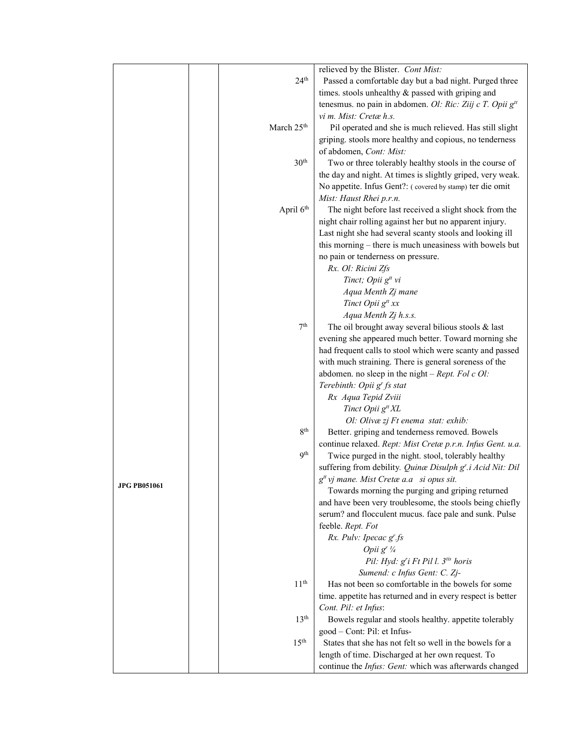| | | | |
|---|---|---|---|
| | | | relieved by the Blister. *Cont Mist:* |
| | | 24th | Passed a comfortable day but a bad night. Purged three times. stools unhealthy & passed with griping and tenesmus. no pain in abdomen. *Ol: Ric: Ziij c T. Opii gtt vi m. Mist: Cretæ h.s.* |
| | | March 25th | Pil operated and she is much relieved. Has still slight griping. stools more healthy and copious, no tenderness of abdomen, *Cont: Mist:* |
| | | 30th | Two or three tolerably healthy stools in the course of the day and night. At times is slightly griped, very weak. No appetite. Infus Gent?: ( covered by stamp) ter die omit *Mist: Haust Rhei p.r.n.* |
| | | April 6th | The night before last received a slight shock from the night chair rolling against her but no apparent injury. Last night she had several scanty stools and looking ill this morning – there is much uneasiness with bowels but no pain or tenderness on pressure.<br>*Rx. Ol: Ricini Zfs*<br>*Tinct; Opii gtt vi*<br>*Aqua Menth Zj mane*<br>*Tinct Opii gtt xx*<br>*Aqua Menth Zj h.s.s.* |
| | | 7th | The oil brought away several bilious stools & last evening she appeared much better. Toward morning she had frequent calls to stool which were scanty and passed with much straining. There is general soreness of the abdomen. no sleep in the night – *Rept. Fol c Ol: Terebinth: Opii gr fs stat*<br>*Rx Aqua Tepid Zviii*<br>*Tinct Opii gtt XL*<br>*Ol: Olivæ zj Ft enema stat: exhib:* |
| | | 8th | Better. griping and tenderness removed. Bowels continue relaxed. *Rept: Mist Cretæ p.r.n. Infus Gent. u.a.* |
| **JPG PB051061** | | 9th | Twice purged in the night. stool, tolerably healthy suffering from debility. *Quinæ Disulph gr.i Acid Nit: Dil gtt vj mane. Mist Cretæ a.a si opus sit.*<br>Towards morning the purging and griping returned and have been very troublesome, the stools being chiefly serum? and flocculent mucus. face pale and sunk. Pulse feeble. *Rept. Fot*<br>*Rx. Pulv: Ipecac gr.fs*<br>*Opii gr ¼*<br>*Pil: Hyd: gri Ft Pil l. 3tis horis*<br>*Sumend: c Infus Gent: C. Zj-* |
| | | 11th | Has not been so comfortable in the bowels for some time. appetite has returned and in every respect is better *Cont. Pil: et Infus*: |
| | | 13th | Bowels regular and stools healthy. appetite tolerably good – Cont: Pil: et Infus- |
| | | 15th | States that she has not felt so well in the bowels for a length of time. Discharged at her own request. To continue the *Infus: Gent:* which was afterwards changed |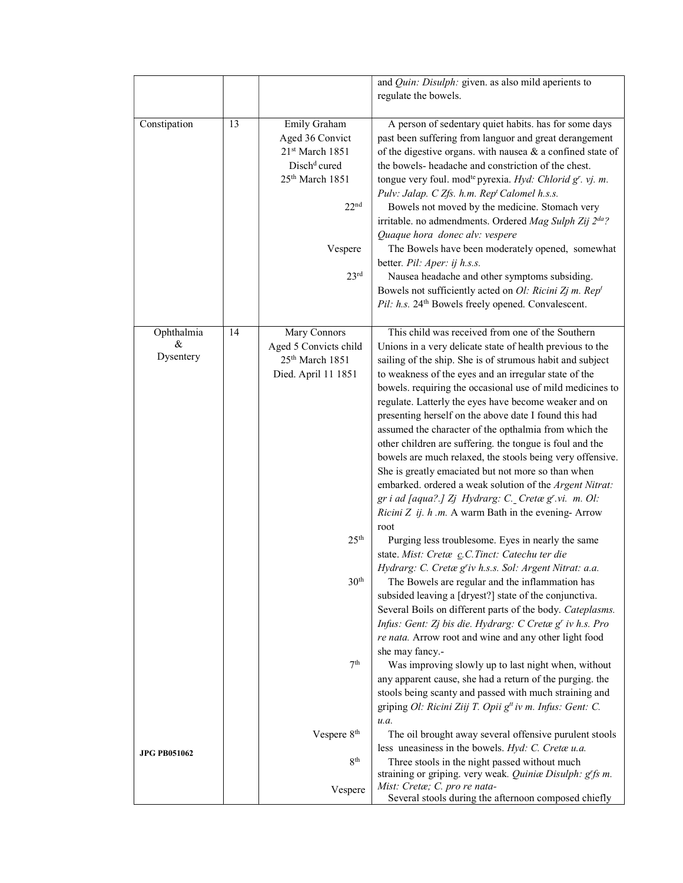| | | | |
|---|---|---|---|
| | | | and *Quin: Disulph:* given. as also mild aperients to regulate the bowels. |
| Constipation | 13 | Emily Graham<br>Aged 36 Convict<br>21st March 1851<br>Dischd cured<br>25th March 1851 | A person of sedentary quiet habits. has for some days past been suffering from languor and great derangement of the digestive organs. with nausea & a confined state of the bowels- headache and constriction of the chest. tongue very foul. modte pyrexia. *Hyd: Chlorid gr. vj. m. Pulv: Jalap. C Zfs. h.m. Rept Calomel h.s.s.* |
| | | 22nd | Bowels not moved by the medicine. Stomach very irritable. no admendments. Ordered *Mag Sulph Zij 2da? Quaque hora donec alv: vespere* |
| | | Vespere | The Bowels have been moderately opened, somewhat better. *Pil: Aper: ij h.s.s.* |
| | | 23rd | Nausea headache and other symptoms subsiding. Bowels not sufficiently acted on *Ol: Ricini Zj m. Rept Pil: h.s.* 24th Bowels freely opened. Convalescent. |
| Ophthalmia & Dysentery | 14 | Mary Connors<br>Aged 5 Convicts child<br>25th March 1851<br>Died. April 11 1851 | This child was received from one of the Southern Unions in a very delicate state of health previous to the sailing of the ship. She is of strumous habit and subject to weakness of the eyes and an irregular state of the bowels. requiring the occasional use of mild medicines to regulate. Latterly the eyes have become weaker and on presenting herself on the above date I found this had assumed the character of the opthalmia from which the other children are suffering. the tongue is foul and the bowels are much relaxed, the stools being very offensive. She is greatly emaciated but not more so than when embarked. ordered a weak solution of the *Argent Nitrat: gr i ad [aqua?.] Zj Hydrarg: C. Cretæ gr.vi. m. Ol: Ricini Z ij. h .m.* A warm Bath in the evening- Arrow root |
| | | 25th | Purging less troublesome. Eyes in nearly the same state. *Mist: Cretæ c.C.Tinct: Catechu ter die Hydrarg: C. Cretæ gr iv h.s.s. Sol: Argent Nitrat: a.a.* |
| | | 30th | The Bowels are regular and the inflammation has subsided leaving a [dryest?] state of the conjunctiva. Several Boils on different parts of the body. *Cateplasms. Infus: Gent: Zj bis die. Hydrarg: C Cretæ gr iv h.s. Pro re nata.* Arrow root and wine and any other light food she may fancy.- |
| | | 7th | Was improving slowly up to last night when, without any apparent cause, she had a return of the purging. the stools being scanty and passed with much straining and griping *Ol: Ricini Ziij T. Opii gtt iv m. Infus: Gent: C. u.a.* |
| | | Vespere 8th | The oil brought away several offensive purulent stools less uneasiness in the bowels. *Hyd: C. Cretæ u.a.* |
| | | 8th | Three stools in the night passed without much straining or griping. very weak. *Quiniæ Disulph: grfs m. Mist: Cretæ; C. pro re nata-* |
| | | Vespere | Several stools during the afternoon composed chiefly |

**JPG PB051062**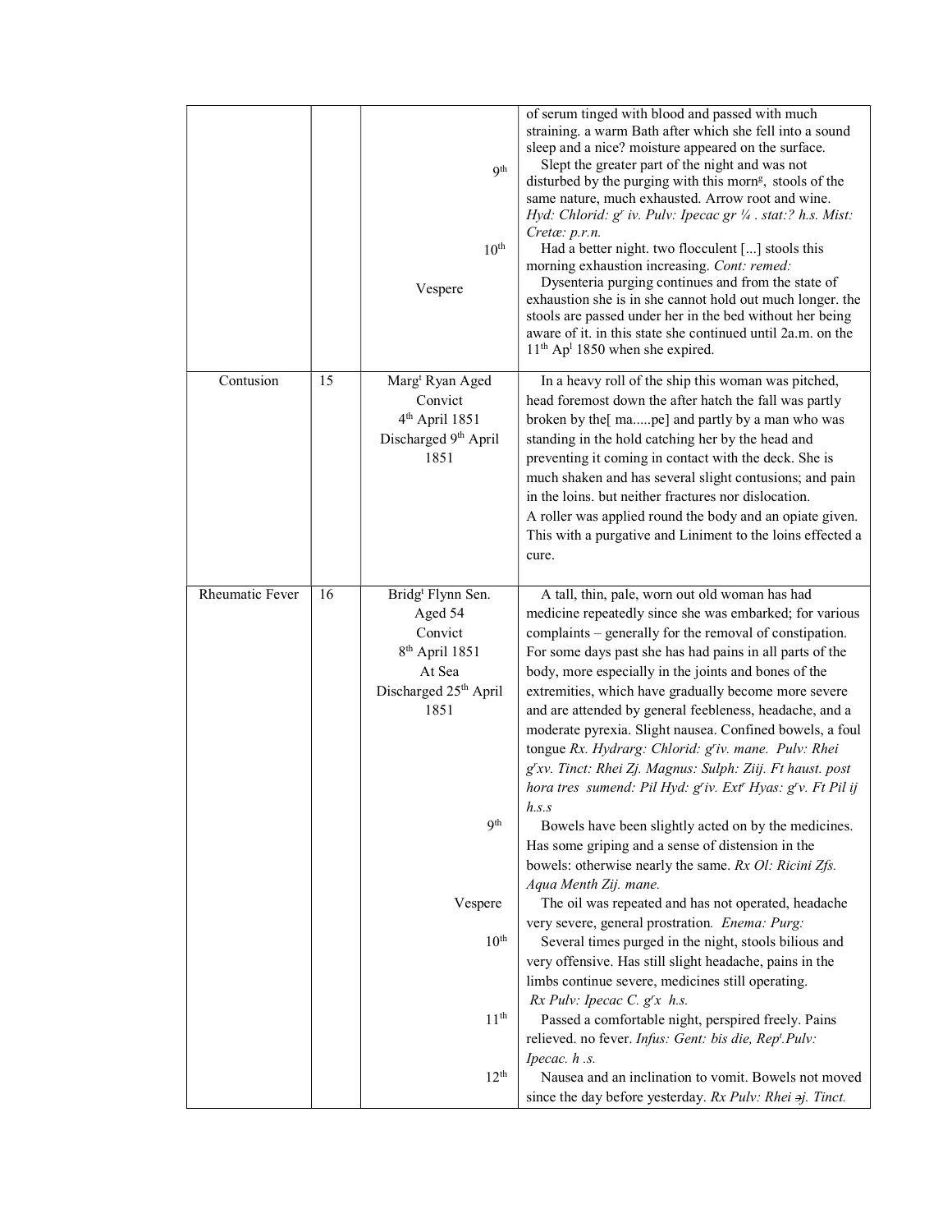| | | | |
|---|---|---|---|
| | | | of serum tinged with blood and passed with much straining. a warm Bath after which she fell into a sound sleep and a nice? moisture appeared on the surface. |
| | | 9th | Slept the greater part of the night and was not disturbed by the purging with this morng, stools of the same nature, much exhausted. Arrow root and wine. *Hyd: Chlorid: gr iv. Pulv: Ipecac gr ¼ . stat:? h.s. Mist: Cretæ: p.r.n.* |
| | | 10th | Had a better night. two flocculent [...] stools this morning exhaustion increasing. *Cont: remed:* |
| | | Vespere | Dysenteria purging continues and from the state of exhaustion she is in she cannot hold out much longer. the stools are passed under her in the bed without her being aware of it. in this state she continued until 2a.m. on the 11th Apl 1850 when she expired. |
| Contusion | 15 | Margt Ryan Aged<br>Convict<br>4th April 1851<br>Discharged 9th April 1851 | In a heavy roll of the ship this woman was pitched, head foremost down the after hatch the fall was partly broken by the[ ma.....pe] and partly by a man who was standing in the hold catching her by the head and preventing it coming in contact with the deck. She is much shaken and has several slight contusions; and pain in the loins. but neither fractures nor dislocation.<br>A roller was applied round the body and an opiate given. This with a purgative and Liniment to the loins effected a cure. |
| Rheumatic Fever | 16 | Bridgt Flynn Sen.<br>Aged 54<br>Convict<br>8th April 1851<br>At Sea<br>Discharged 25th April 1851 | A tall, thin, pale, worn out old woman has had medicine repeatedly since she was embarked; for various complaints – generally for the removal of constipation. For some days past she has had pains in all parts of the body, more especially in the joints and bones of the extremities, which have gradually become more severe and are attended by general feebleness, headache, and a moderate pyrexia. Slight nausea. Confined bowels, a foul tongue *Rx. Hydrarg: Chlorid: griv. mane. Pulv: Rhei grxv. Tinct: Rhei Zj. Magnus: Sulph: Ziij. Ft haust. post hora tres sumend: Pil Hyd: griv. Extr Hyas: grv. Ft Pil ij h.s.s* |
| | | 9th | Bowels have been slightly acted on by the medicines. Has some griping and a sense of distension in the bowels: otherwise nearly the same. *Rx Ol: Ricini Zfs. Aqua Menth Zij. mane.* |
| | | Vespere | The oil was repeated and has not operated, headache very severe, general prostration. *Enema: Purg:* |
| | | 10th | Several times purged in the night, stools bilious and very offensive. Has still slight headache, pains in the limbs continue severe, medicines still operating. *Rx Pulv: Ipecac C. grx h.s.* |
| | | 11th | Passed a comfortable night, perspired freely. Pains relieved. no fever. *Infus: Gent: bis die, Rept.Pulv: Ipecac. h .s.* |
| | | 12th | Nausea and an inclination to vomit. Bowels not moved since the day before yesterday. *Rx Pulv: Rhei ℈j. Tinct.* |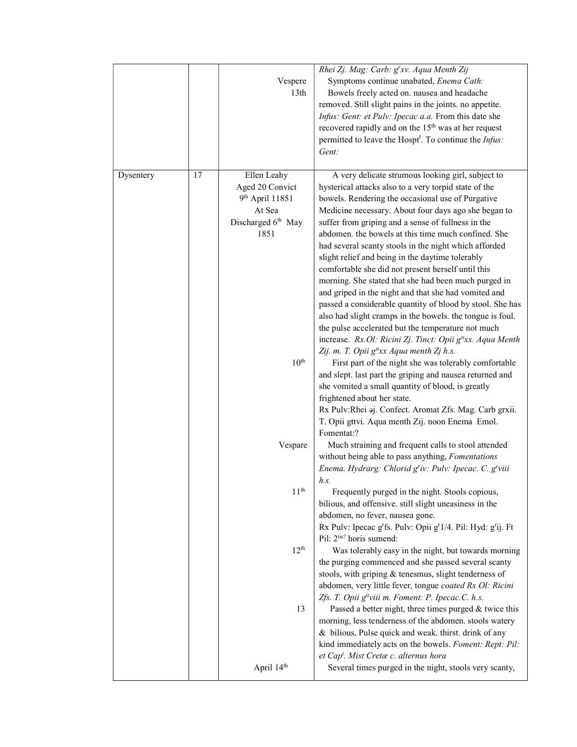| | | | |
|---|---|---|---|
| | | Vespere<br>13th | *Rhei Zj. Mag: Carb: g^r xv. Aqua Menth Zij*<br>Symptoms continue unabated, *Enema Cath:*<br>Bowels freely acted on. nausea and headache removed. Still slight pains in the joints. no appetite. *Infus: Gent: et Pulv: Ipecac a.a.* From this date she recovered rapidly and on the 15th was at her request permitted to leave the Hospt^l. To continue the *Infus: Gent:* |
| Dysentery | 17 | Ellen Leahy<br>Aged 20 Convict<br>9th April 11851<br>At Sea<br>Discharged 6th May 1851 | A very delicate strumous looking girl, subject to hysterical attacks also to a very torpid state of the bowels. Rendering the occasional use of Purgative Medicine necessary. About four days ago she began to suffer from griping and a sense of fullness in the abdomen. the bowels at this time much confined. She had several scanty stools in the night which afforded slight relief and being in the daytime tolerably comfortable she did not present herself until this morning. She stated that she had been much purged in and griped in the night and that she had vomited and passed a considerable quantity of blood by stool. She has also had slight cramps in the bowels. the tongue is foul. the pulse accelerated but the temperature not much increase. *Rx.Ol: Ricini Zj. Tinct: Opii g^tt xx. Aqua Menth Zij. m. T. Opii g^tt xx Aqua menth Zj h.s.* |
| | | 10th | First part of the night she was tolerably comfortable and slept. last part the griping and nausea returned and she vomited a small quantity of blood, is greatly frightened about her state.<br>Rx Pulv:Rhei əj. Confect. Aromat Zfs. Mag. Carb grxii. T. Opii gttvi. Aqua menth Zij. noon Enema Emol. Fomentat:? |
| | | Vespare | Much straining and frequent calls to stool attended without being able to pass anything, *Fomentations Enema. Hydrarg: Chlorid g^r iv: Pulv: Ipecac. C. g^r viii h.s.* |
| | | 11th | Frequently purged in the night. Stools copious, bilious, and offensive. still slight uneasiness in the abdomen, no fever, nausea gone.<br>Rx Pulv: Ipecac g^r fs. Pulv: Opii g^r 1/4. Pil: Hyd: g^r ij. Ft Pil: 2^tis? horis sumend: |
| | | 12th | Was tolerably easy in the night, but towards morning the purging commenced and she passed several scanty stools, with griping & tenesmus, slight tenderness of abdomen, very little fever, tongue *coated Rx Ol: Ricini Zfs. T. Opii g^tt viii m. Foment: P. Ipecac.C. h.s.* |
| | | 13 | Passed a better night, three times purged & twice this morning, less tenderness of the abdomen. stools watery & bilious, Pulse quick and weak. thirst. drink of any kind immediately acts on the bowels. *Foment: Rept: Pil: et Cap^t. Mist Cretæ c. alternus hora* |
| | | April 14th | Several times purged in the night, stools very scanty, |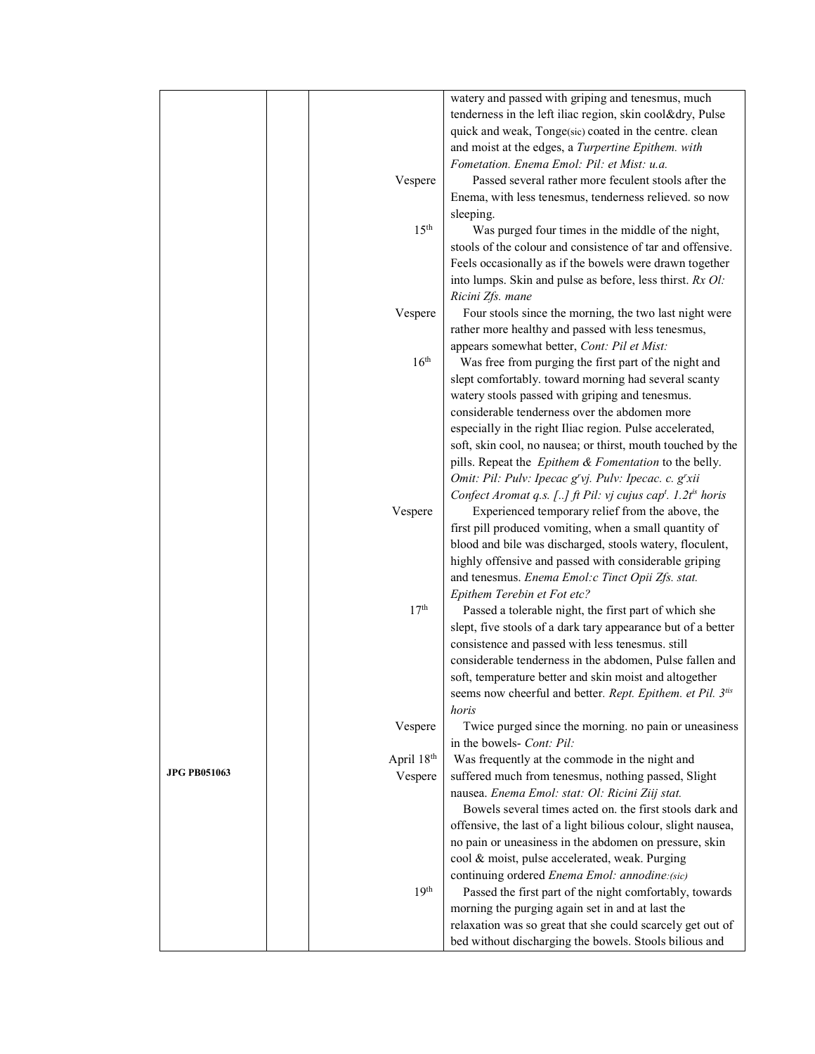| | | | |
|---|---|---|---|
| | | | watery and passed with griping and tenesmus, much tenderness in the left iliac region, skin cool&dry, Pulse quick and weak, Tonge(sic) coated in the centre. clean and moist at the edges, a *Turpertine Epithem. with Fometation. Enema Emol: Pil: et Mist: u.a.* |
| | | Vespere | Passed several rather more feculent stools after the Enema, with less tenesmus, tenderness relieved. so now sleeping. |
| | | 15th | Was purged four times in the middle of the night, stools of the colour and consistence of tar and offensive. Feels occasionally as if the bowels were drawn together into lumps. Skin and pulse as before, less thirst. *Rx Ol: Ricini Zfs. mane* |
| | | Vespere | Four stools since the morning, the two last night were rather more healthy and passed with less tenesmus, appears somewhat better, *Cont: Pil et Mist:* |
| | | 16th | Was free from purging the first part of the night and slept comfortably. toward morning had several scanty watery stools passed with griping and tenesmus. considerable tenderness over the abdomen more especially in the right Iliac region. Pulse accelerated, soft, skin cool, no nausea; or thirst, mouth touched by the pills. Repeat the *Epithem & Fomentation* to the belly. *Omit: Pil: Pulv: Ipecac grvj. Pulv: Ipecac. c. grxii Confect Aromat q.s. [..] ft Pil: vj cujus capt. 1.2tis horis* |
| | | Vespere | Experienced temporary relief from the above, the first pill produced vomiting, when a small quantity of blood and bile was discharged, stools watery, floculent, highly offensive and passed with considerable griping and tenesmus. *Enema Emol:c Tinct Opii Zfs. stat. Epithem Terebin et Fot etc?* |
| | | 17th | Passed a tolerable night, the first part of which she slept, five stools of a dark tary appearance but of a better consistence and passed with less tenesmus. still considerable tenderness in the abdomen, Pulse fallen and soft, temperature better and skin moist and altogether seems now cheerful and better. *Rept. Epithem. et Pil. 3tis horis* |
| | | Vespere | Twice purged since the morning. no pain or uneasiness in the bowels- *Cont: Pil:* |
| **JPG PB051063** | | April 18th Vespere | Was frequently at the commode in the night and suffered much from tenesmus, nothing passed, Slight nausea. *Enema Emol: stat: Ol: Ricini Ziij stat.* Bowels several times acted on. the first stools dark and offensive, the last of a light bilious colour, slight nausea, no pain or uneasiness in the abdomen on pressure, skin cool & moist, pulse accelerated, weak. Purging continuing ordered *Enema Emol: annodine:(sic)* |
| | | 19th | Passed the first part of the night comfortably, towards morning the purging again set in and at last the relaxation was so great that she could scarcely get out of bed without discharging the bowels. Stools bilious and |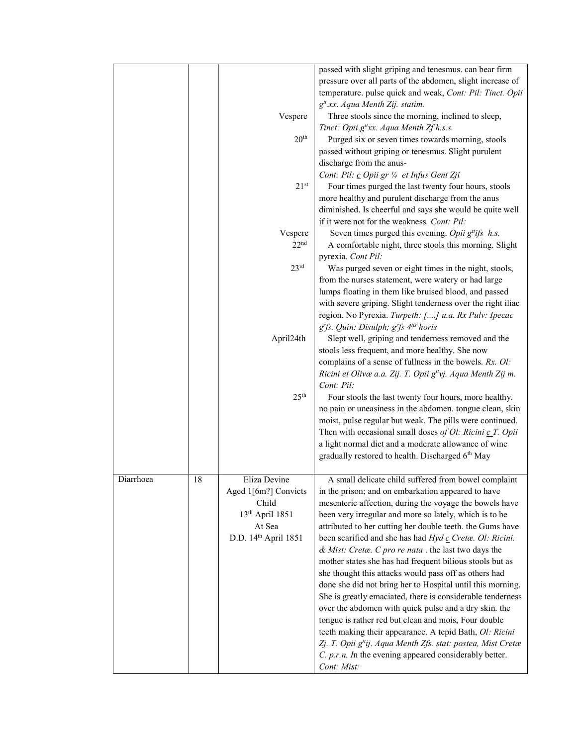| | | | |
|---|---|---|---|
| | | | passed with slight griping and tenesmus. can bear firm pressure over all parts of the abdomen, slight increase of temperature. pulse quick and weak, *Cont: Pil: Tinct. Opii g<sup></sup>tt.xx. Aqua Menth Zij. statim.* |
| | | Vespere | Three stools since the morning, inclined to sleep, *Tinct: Opii gttxx. Aqua Menth Zf h.s.s.* |
| | | 20th | Purged six or seven times towards morning, stools passed without griping or tenesmus. Slight purulent discharge from the anus- *Cont: Pil: c Opii gr ¼ et Infus Gent Zji* |
| | | 21st | Four times purged the last twenty four hours, stools more healthy and purulent discharge from the anus diminished. Is cheerful and says she would be quite well if it were not for the weakness. *Cont: Pil:* |
| | | Vespere | Seven times purged this evening. *Opii gttifs h.s.* |
| | | 22nd | A comfortable night, three stools this morning. Slight pyrexia. *Cont Pil:* |
| | | 23rd | Was purged seven or eight times in the night, stools, from the nurses statement, were watery or had large lumps floating in them like bruised blood, and passed with severe griping. Slight tenderness over the right iliac region. No Pyrexia. *Turpeth: [....] u.a. Rx Pulv: Ipecac grfs. Quin: Disulph; grfs 4tis horis* |
| | | April24th | Slept well, griping and tenderness removed and the stools less frequent, and more healthy. She now complains of a sense of fullness in the bowels. *Rx. Ol: Ricini et Olivæ a.a. Zij. T. Opii gttvj. Aqua Menth Zij m. Cont: Pil:* |
| | | 25th | Four stools the last twenty four hours, more healthy. no pain or uneasiness in the abdomen. tongue clean, skin moist, pulse regular but weak. The pills were continued. Then with occasional small doses *of Ol: Ricini c T. Opii* a light normal diet and a moderate allowance of wine gradually restored to health. Discharged 6th May |
| Diarrhoea | 18 | Eliza Devine Aged 1[6m?] Convicts Child 13th April 1851 At Sea D.D. 14th April 1851 | A small delicate child suffered from bowel complaint in the prison; and on embarkation appeared to have mesenteric affection, during the voyage the bowels have been very irregular and more so lately, which is to be attributed to her cutting her double teeth. the Gums have been scarified and she has had *Hyd c Cretæ. Ol: Ricini. & Mist: Cretæ. C pro re nata* . the last two days the mother states she has had frequent bilious stools but as she thought this attacks would pass off as others had done she did not bring her to Hospital until this morning. She is greatly emaciated, there is considerable tenderness over the abdomen with quick pulse and a dry skin. the tongue is rather red but clean and mois, Four double teeth making their appearance. A tepid Bath, *Ol: Ricini Zj. T. Opii gttij. Aqua Menth Zfs. stat: postea, Mist Cretæ C. p.r.n. I*n the evening appeared considerably better. *Cont: Mist:* |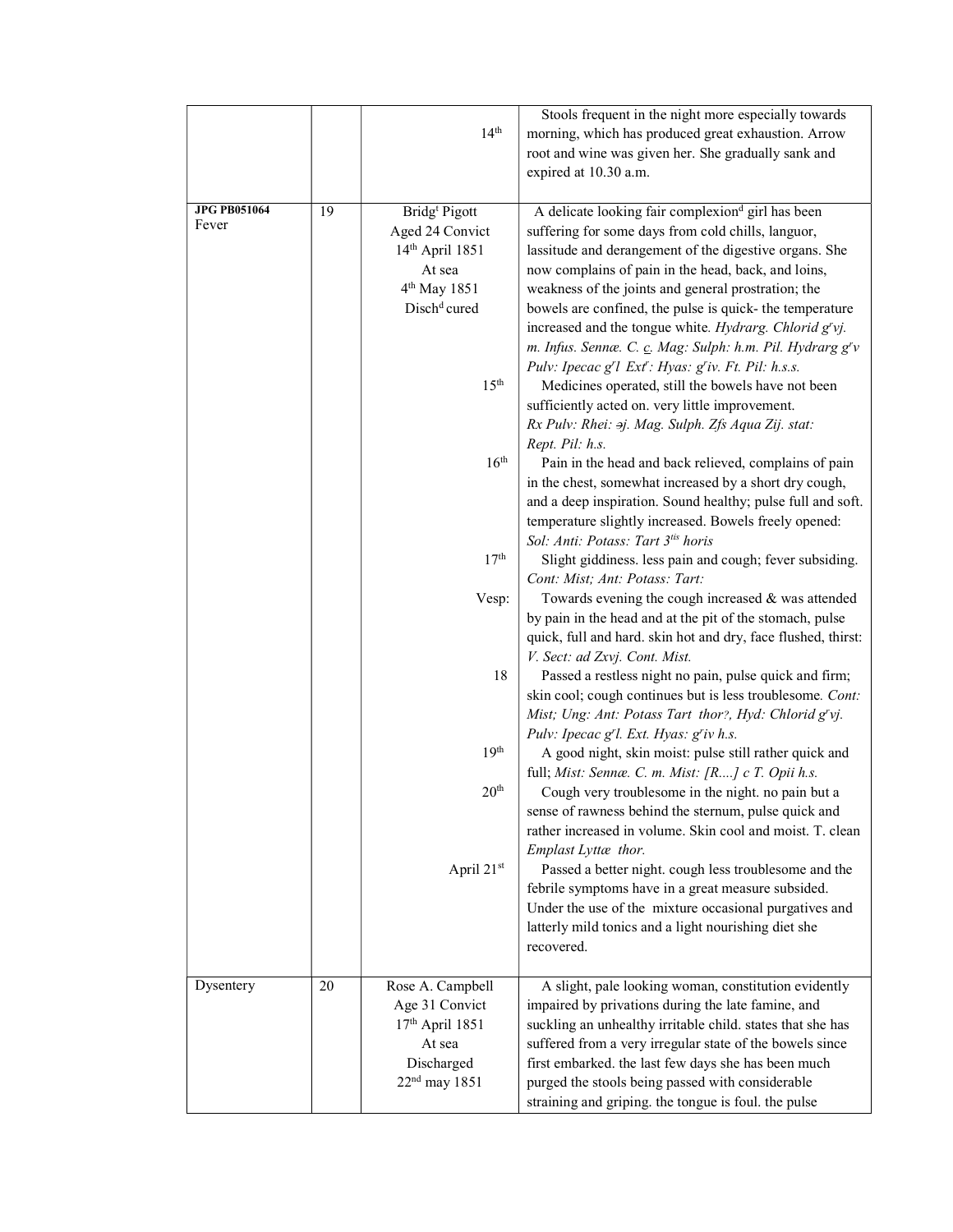| | | | |
|---|---|---|---|
| | | 14th | Stools frequent in the night more especially towards morning, which has produced great exhaustion. Arrow root and wine was given her. She gradually sank and expired at 10.30 a.m. |
| **JPG PB051064** Fever | 19 | Bridgt Pigott Aged 24 Convict 14th April 1851 At sea 4th May 1851 Dischd cured | A delicate looking fair complexiond girl has been suffering for some days from cold chills, languor, lassitude and derangement of the digestive organs. She now complains of pain in the head, back, and loins, weakness of the joints and general prostration; the bowels are confined, the pulse is quick- the temperature increased and the tongue white. *Hydrarg. Chlorid grvj. m. Infus. Sennæ. C. c. Mag: Sulph: h.m. Pil. Hydrarg grv Pulv: Ipecac grl Extr: Hyas: griv. Ft. Pil: h.s.s.* |
| | | 15th | Medicines operated, still the bowels have not been sufficiently acted on. very little improvement. *Rx Pulv: Rhei: ͽj. Mag. Sulph. Ʒſs Aqua Ʒij. stat: Rept. Pil: h.s.* |
| | | 16th | Pain in the head and back relieved, complains of pain in the chest, somewhat increased by a short dry cough, and a deep inspiration. Sound healthy; pulse full and soft. temperature slightly increased. Bowels freely opened: *Sol: Anti: Potass: Tart 3tis horis* |
| | | 17th | Slight giddiness. less pain and cough; fever subsiding. *Cont: Mist; Ant: Potass: Tart:* |
| | | Vesp: | Towards evening the cough increased & was attended by pain in the head and at the pit of the stomach, pulse quick, full and hard. skin hot and dry, face flushed, thirst: *V. Sect: ad Ʒxvj. Cont. Mist.* |
| | | 18 | Passed a restless night no pain, pulse quick and firm; skin cool; cough continues but is less troublesome. *Cont: Mist; Ung: Ant: Potass Tart thor?, Hyd: Chlorid grvj. Pulv: Ipecac grl. Ext. Hyas: griv h.s.* |
| | | 19th | A good night, skin moist: pulse still rather quick and full; *Mist: Sennæ. C. m. Mist: [R....] c T. Opii h.s.* |
| | | 20th | Cough very troublesome in the night. no pain but a sense of rawness behind the sternum, pulse quick and rather increased in volume. Skin cool and moist. T. clean *Emplast Lyttæ thor.* |
| | | April 21st | Passed a better night. cough less troublesome and the febrile symptoms have in a great measure subsided. Under the use of the mixture occasional purgatives and latterly mild tonics and a light nourishing diet she recovered. |
| Dysentery | 20 | Rose A. Campbell Age 31 Convict 17th April 1851 At sea Discharged 22nd may 1851 | A slight, pale looking woman, constitution evidently impaired by privations during the late famine, and suckling an unhealthy irritable child. states that she has suffered from a very irregular state of the bowels since first embarked. the last few days she has been much purged the stools being passed with considerable straining and griping. the tongue is foul. the pulse |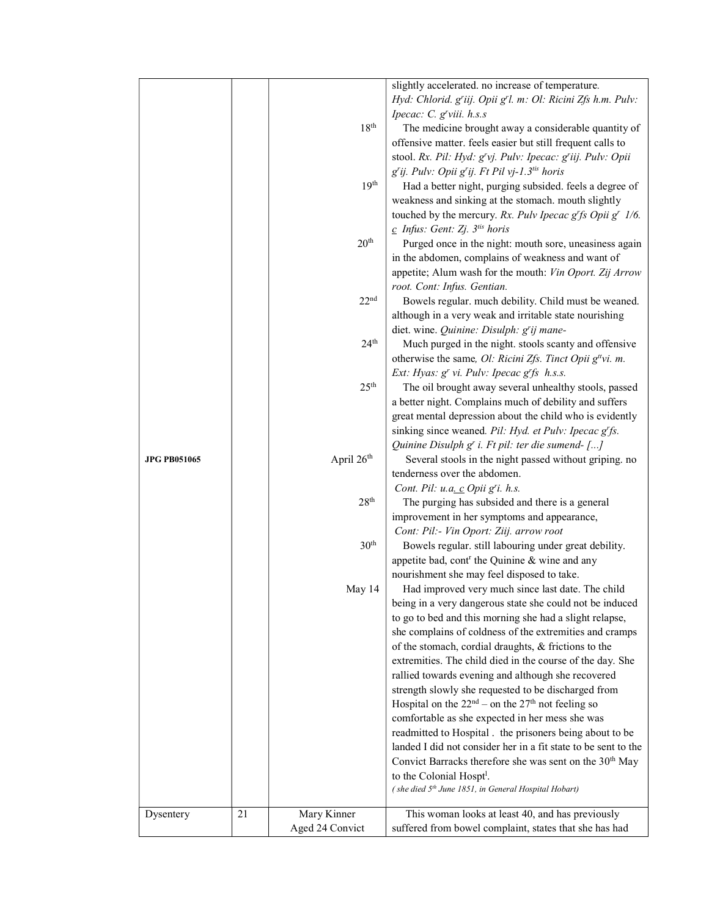| | | | |
|---|---|---|---|
| | | | slightly accelerated. no increase of temperature. *Hyd: Chlorid. g^r iij. Opii g^r l. m: Ol: Ricini Zfs h.m. Pulv: Ipecac: C. g^r viii. h.s.s* |
| | | 18th | The medicine brought away a considerable quantity of offensive matter. feels easier but still frequent calls to stool. *Rx. Pil: Hyd: g^r vj. Pulv: Ipecac: g^r iij. Pulv: Opii g^r ij. Pulv: Opii g^r ij. Ft Pil vj-1.3^tis horis* |
| | | 19th | Had a better night, purging subsided. feels a degree of weakness and sinking at the stomach. mouth slightly touched by the mercury. *Rx. Pulv Ipecac g^r fs Opii g^r 1/6. c Infus: Gent: Zj. 3^tis horis* |
| | | 20th | Purged once in the night: mouth sore, uneasiness again in the abdomen, complains of weakness and want of appetite; Alum wash for the mouth: *Vin Oport. Zij Arrow root. Cont: Infus. Gentian.* |
| | | 22nd | Bowels regular. much debility. Child must be weaned. although in a very weak and irritable state nourishing diet. wine. *Quinine: Disulph: g^r ij mane-* |
| | | 24th | Much purged in the night. stools scanty and offensive otherwise the same*, Ol: Ricini Zfs. Tinct Opii g^tt vi. m. Ext: Hyas: g^r vi. Pulv: Ipecac g^r fs h.s.s.* |
| | | 25th | The oil brought away several unhealthy stools, passed a better night. Complains much of debility and suffers great mental depression about the child who is evidently sinking since weaned. *Pil: Hyd. et Pulv: Ipecac g^r fs. Quinine Disulph g^r i. Ft pil: ter die sumend- [...]* |
| **JPG PB051065** | | April 26th | Several stools in the night passed without griping. no tenderness over the abdomen. *Cont. Pil: u.a. c Opii g^r i. h.s.* |
| | | 28th | The purging has subsided and there is a general improvement in her symptoms and appearance, *Cont: Pil:- Vin Oport: Ziij. arrow root* |
| | | 30th | Bowels regular. still labouring under great debility. appetite bad, cont^r the Quinine & wine and any nourishment she may feel disposed to take. |
| | | May 14 | Had improved very much since last date. The child being in a very dangerous state she could not be induced to go to bed and this morning she had a slight relapse, she complains of coldness of the extremities and cramps of the stomach, cordial draughts, & frictions to the extremities. The child died in the course of the day. She rallied towards evening and although she recovered strength slowly she requested to be discharged from Hospital on the 22nd – on the 27th not feeling so comfortable as she expected in her mess she was readmitted to Hospital . the prisoners being about to be landed I did not consider her in a fit state to be sent to the Convict Barracks therefore she was sent on the 30th May to the Colonial Hospt^l. *( she died 5th June 1851, in General Hospital Hobart)* |
| Dysentery | 21 | Mary Kinner Aged 24 Convict | This woman looks at least 40, and has previously suffered from bowel complaint, states that she has had |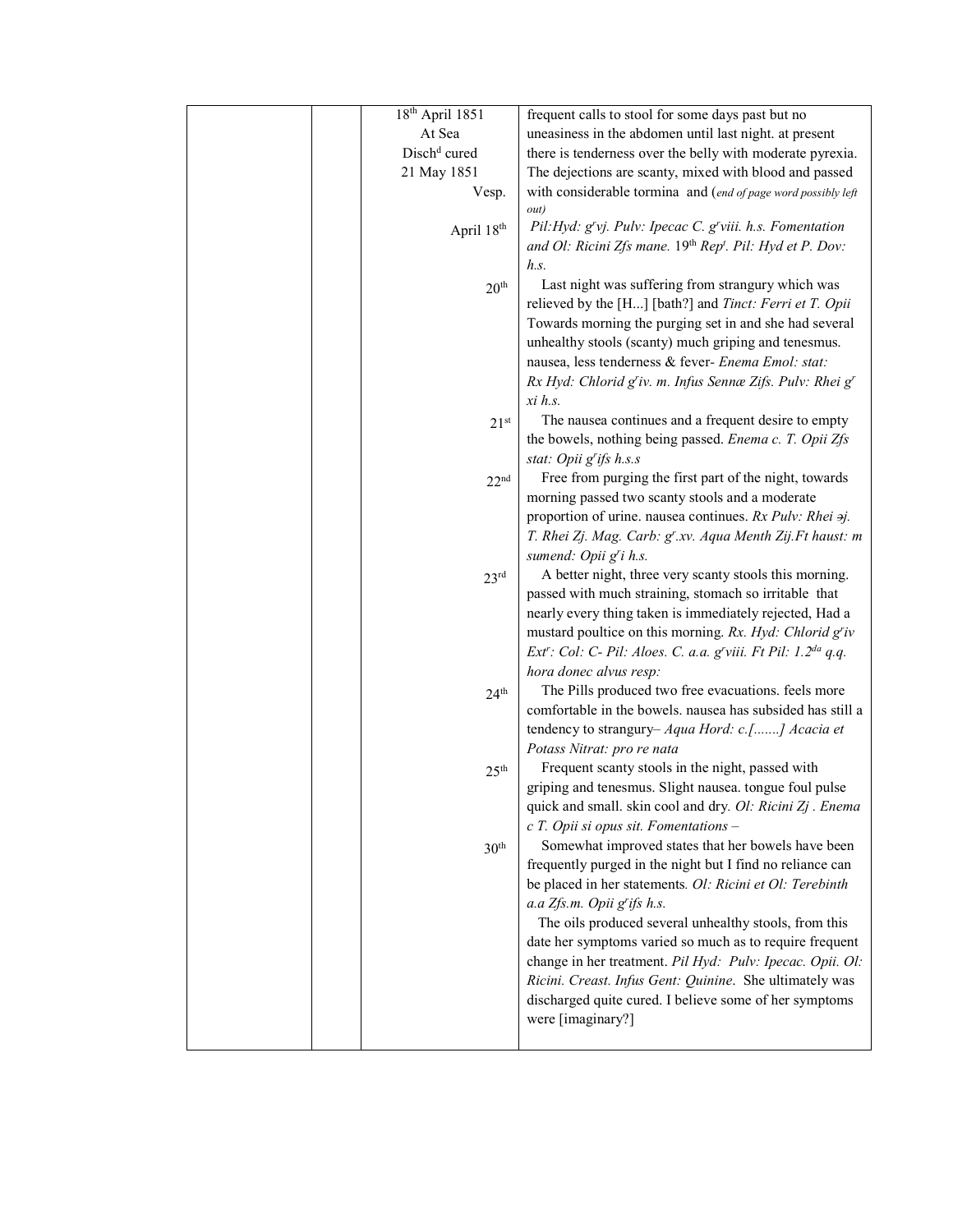| | | | |
|---|---|---|---|
| | | 18th April 1851<br>At Sea<br>Dischd cured<br>21 May 1851<br>Vesp. | frequent calls to stool for some days past but no uneasiness in the abdomen until last night. at present there is tenderness over the belly with moderate pyrexia. The dejections are scanty, mixed with blood and passed with considerable tormina and (*end of page word possibly left out*) |
| | | April 18th | *Pil:Hyd: grvj. Pulv: Ipecac C. grviii. h.s. Fomentation and Ol: Ricini Zfs mane.* 19th *Rept. Pil: Hyd et P. Dov: h.s.* |
| | | 20th | Last night was suffering from strangury which was relieved by the [H...] [bath?] and *Tinct: Ferri et T. Opii* Towards morning the purging set in and she had several unhealthy stools (scanty) much griping and tenesmus. nausea, less tenderness & fever- *Enema Emol: stat: Rx Hyd: Chlorid griv. m. Infus Sennæ Zifs. Pulv: Rhei gr xi h.s.* |
| | | 21st | The nausea continues and a frequent desire to empty the bowels, nothing being passed. *Enema c. T. Opii Zfs stat: Opii grifs h.s.s* |
| | | 22nd | Free from purging the first part of the night, towards morning passed two scanty stools and a moderate proportion of urine. nausea continues. *Rx Pulv: Rhei ∋j. T. Rhei Zj. Mag. Carb: gr.xv. Aqua Menth Zij.Ft haust: m sumend: Opii gri h.s.* |
| | | 23rd | A better night, three very scanty stools this morning. passed with much straining, stomach so irritable that nearly every thing taken is immediately rejected, Had a mustard poultice on this morning. *Rx. Hyd: Chlorid griv Extr: Col: C- Pil: Aloes. C. a.a. grviii. Ft Pil: 1.2da q.q. hora donec alvus resp:* |
| | | 24th | The Pills produced two free evacuations. feels more comfortable in the bowels. nausea has subsided has still a tendency to strangury– *Aqua Hord: c.[.......] Acacia et Potass Nitrat: pro re nata* |
| | | 25th | Frequent scanty stools in the night, passed with griping and tenesmus. Slight nausea. tongue foul pulse quick and small. skin cool and dry. *Ol: Ricini Zj . Enema c T. Opii si opus sit. Fomentations –* |
| | | 30th | Somewhat improved states that her bowels have been frequently purged in the night but I find no reliance can be placed in her statements. *Ol: Ricini et Ol: Terebinth a.a Zfs.m. Opii grifs h.s.*<br>The oils produced several unhealthy stools, from this date her symptoms varied so much as to require frequent change in her treatment. *Pil Hyd: Pulv: Ipecac. Opii. Ol: Ricini. Creast. Infus Gent: Quinine*. She ultimately was discharged quite cured. I believe some of her symptoms were [imaginary?] |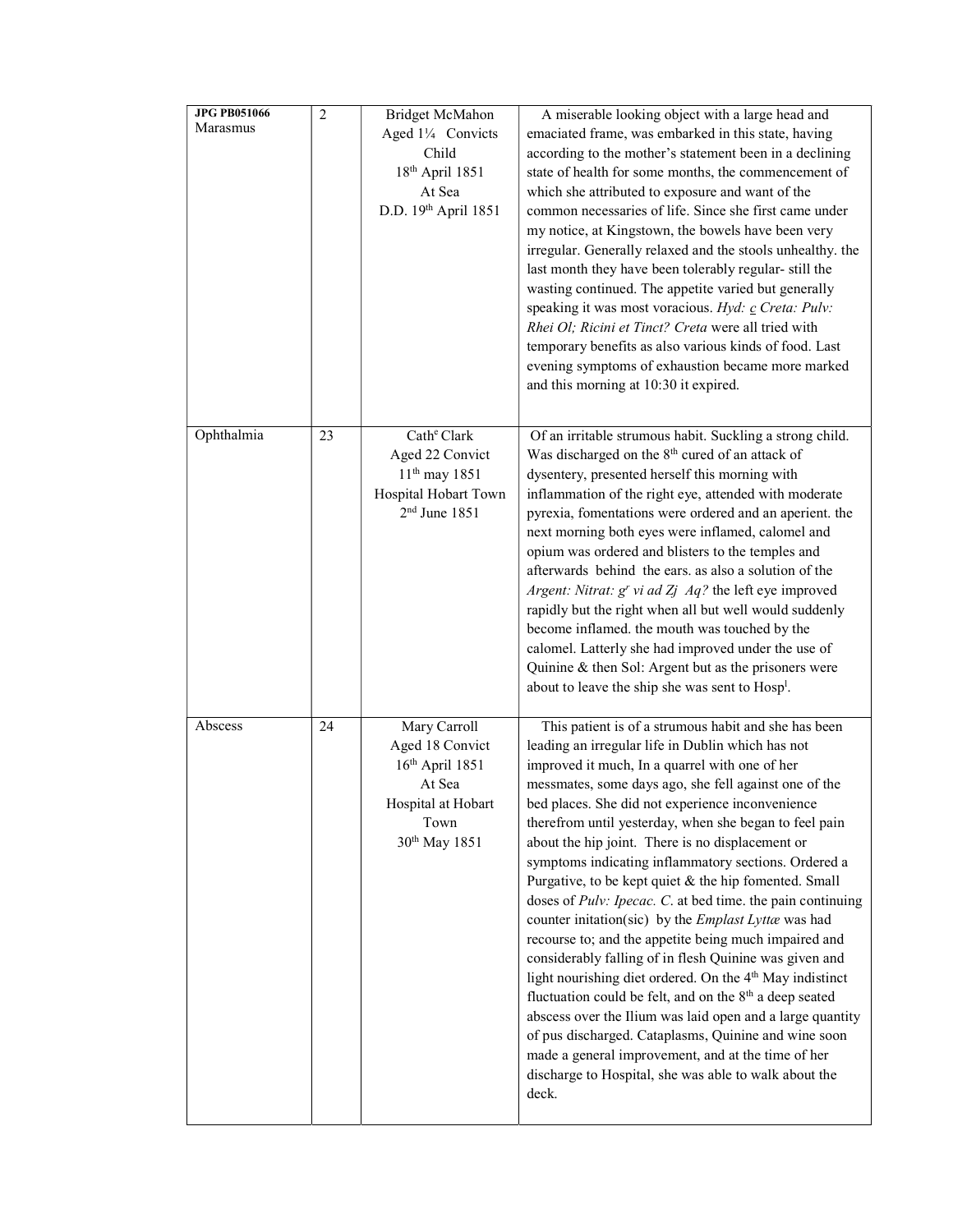| **JPG PB051066** Marasmus | 2 | Bridget McMahon Aged 1¼ Convicts Child 18th April 1851 At Sea D.D. 19th April 1851 | A miserable looking object with a large head and emaciated frame, was embarked in this state, having according to the mother's statement been in a declining state of health for some months, the commencement of which she attributed to exposure and want of the common necessaries of life. Since she first came under my notice, at Kingstown, the bowels have been very irregular. Generally relaxed and the stools unhealthy. the last month they have been tolerably regular- still the wasting continued. The appetite varied but generally speaking it was most voracious. *Hyd: c Creta: Pulv: Rhei Ol; Ricini et Tinct? Creta* were all tried with temporary benefits as also various kinds of food. Last evening symptoms of exhaustion became more marked and this morning at 10:30 it expired. |
|---|---|---|---|
| Ophthalmia | 23 | Cath^e Clark Aged 22 Convict 11th may 1851 Hospital Hobart Town 2nd June 1851 | Of an irritable strumous habit. Suckling a strong child. Was discharged on the 8th cured of an attack of dysentery, presented herself this morning with inflammation of the right eye, attended with moderate pyrexia, fomentations were ordered and an aperient. the next morning both eyes were inflamed, calomel and opium was ordered and blisters to the temples and afterwards behind the ears. as also a solution of the *Argent: Nitrat: g^r vi ad Zj Aq?* the left eye improved rapidly but the right when all but well would suddenly become inflamed. the mouth was touched by the calomel. Latterly she had improved under the use of Quinine & then Sol: Argent but as the prisoners were about to leave the ship she was sent to Hosp^l. |
| Abscess | 24 | Mary Carroll Aged 18 Convict 16th April 1851 At Sea Hospital at Hobart Town 30th May 1851 | This patient is of a strumous habit and she has been leading an irregular life in Dublin which has not improved it much, In a quarrel with one of her messmates, some days ago, she fell against one of the bed places. She did not experience inconvenience therefrom until yesterday, when she began to feel pain about the hip joint. There is no displacement or symptoms indicating inflammatory sections. Ordered a Purgative, to be kept quiet & the hip fomented. Small doses of *Pulv: Ipecac. C*. at bed time. the pain continuing counter initation(sic) by the *Emplast Lyttæ* was had recourse to; and the appetite being much impaired and considerably falling of in flesh Quinine was given and light nourishing diet ordered. On the 4th May indistinct fluctuation could be felt, and on the 8th a deep seated abscess over the Ilium was laid open and a large quantity of pus discharged. Cataplasms, Quinine and wine soon made a general improvement, and at the time of her discharge to Hospital, she was able to walk about the deck. |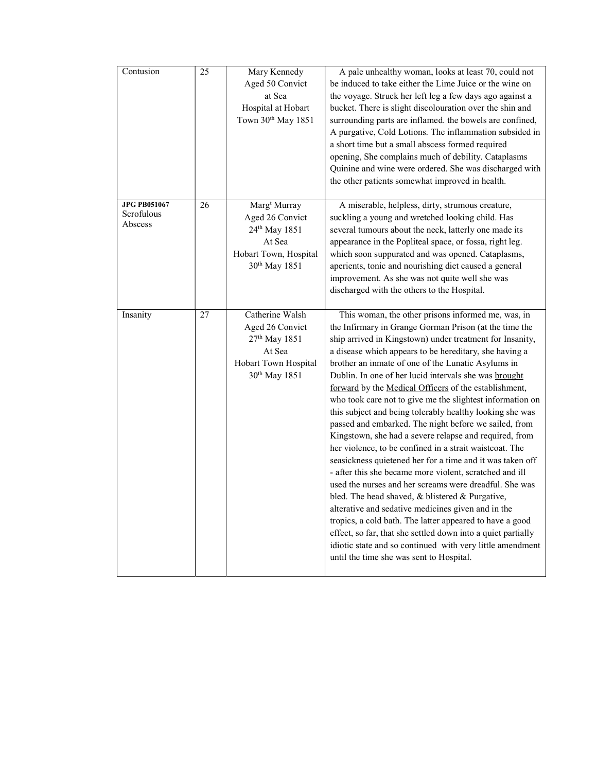| Contusion | 25 | Mary Kennedy<br>Aged 50 Convict<br>at Sea<br>Hospital at Hobart Town 30th May 1851 | A pale unhealthy woman, looks at least 70, could not be induced to take either the Lime Juice or the wine on the voyage. Struck her left leg a few days ago against a bucket. There is slight discolouration over the shin and surrounding parts are inflamed. the bowels are confined, A purgative, Cold Lotions. The inflammation subsided in a short time but a small abscess formed required opening, She complains much of debility. Cataplasms Quinine and wine were ordered. She was discharged with the other patients somewhat improved in health. |
|---|---|---|---|
| **JPG PB051067**<br>Scrofulous Abscess | 26 | Margt Murray<br>Aged 26 Convict<br>24th May 1851<br>At Sea<br>Hobart Town, Hospital<br>30th May 1851 | A miserable, helpless, dirty, strumous creature, suckling a young and wretched looking child. Has several tumours about the neck, latterly one made its appearance in the Popliteal space, or fossa, right leg. which soon suppurated and was opened. Cataplasms, aperients, tonic and nourishing diet caused a general improvement. As she was not quite well she was discharged with the others to the Hospital. |
| Insanity | 27 | Catherine Walsh<br>Aged 26 Convict<br>27th May 1851<br>At Sea<br>Hobart Town Hospital<br>30th May 1851 | This woman, the other prisons informed me, was, in the Infirmary in Grange Gorman Prison (at the time the ship arrived in Kingstown) under treatment for Insanity, a disease which appears to be hereditary, she having a brother an inmate of one of the Lunatic Asylums in Dublin. In one of her lucid intervals she was <u>brought forward</u> by the <u>Medical Officers</u> of the establishment, who took care not to give me the slightest information on this subject and being tolerably healthy looking she was passed and embarked. The night before we sailed, from Kingstown, she had a severe relapse and required, from her violence, to be confined in a strait waistcoat. The seasickness quietened her for a time and it was taken off - after this she became more violent, scratched and ill used the nurses and her screams were dreadful. She was bled. The head shaved, & blistered & Purgative, alterative and sedative medicines given and in the tropics, a cold bath. The latter appeared to have a good effect, so far, that she settled down into a quiet partially idiotic state and so continued with very little amendment until the time she was sent to Hospital. |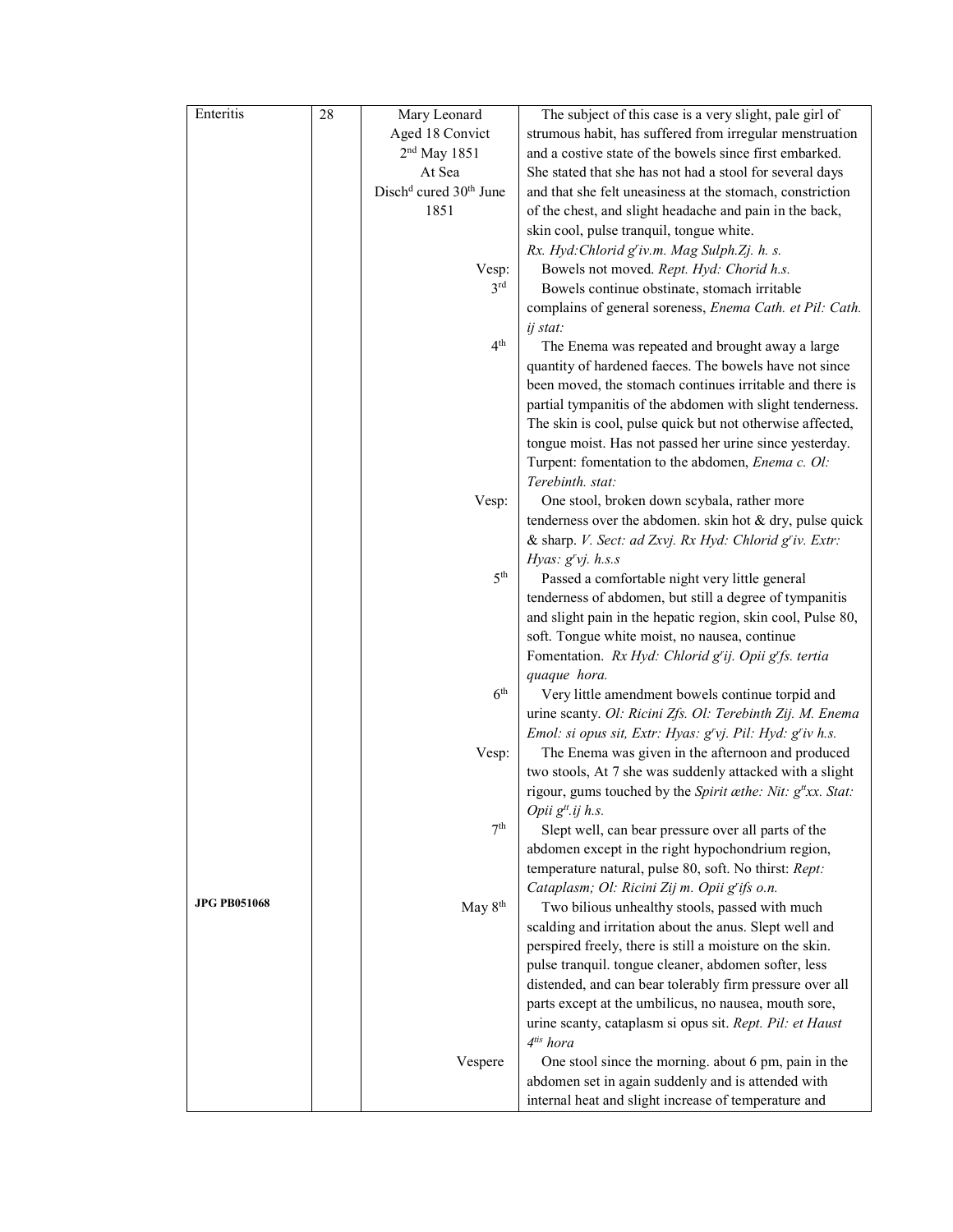| Enteritis | 28 | Mary Leonard<br>Aged 18 Convict<br>2nd May 1851<br>At Sea<br>Disch^d cured 30th June 1851 | The subject of this case is a very slight, pale girl of strumous habit, has suffered from irregular menstruation and a costive state of the bowels since first embarked. She stated that she has not had a stool for several days and that she felt uneasiness at the stomach, constriction of the chest, and slight headache and pain in the back, skin cool, pulse tranquil, tongue white.<br>*Rx. Hyd:Chlorid g^r iv.m. Mag Sulph.Ʒj. h. s.* |
|---|---|---|---|
| | | Vesp: | Bowels not moved. *Rept. Hyd: Chorid h.s.* |
| | | 3rd | Bowels continue obstinate, stomach irritable complains of general soreness, *Enema Cath. et Pil: Cath. ij stat:* |
| | | 4th | The Enema was repeated and brought away a large quantity of hardened faeces. The bowels have not since been moved, the stomach continues irritable and there is partial tympanitis of the abdomen with slight tenderness. The skin is cool, pulse quick but not otherwise affected, tongue moist. Has not passed her urine since yesterday. Turpent: fomentation to the abdomen, *Enema c. Ol: Terebinth. stat:* |
| | | Vesp: | One stool, broken down scybala, rather more tenderness over the abdomen. skin hot & dry, pulse quick & sharp. *V. Sect: ad Ʒxvj. Rx Hyd: Chlorid g^r iv. Extr: Hyas: g^r vj. h.s.s* |
| | | 5th | Passed a comfortable night very little general tenderness of abdomen, but still a degree of tympanitis and slight pain in the hepatic region, skin cool, Pulse 80, soft. Tongue white moist, no nausea, continue Fomentation. *Rx Hyd: Chlorid g^r ij. Opii g^r fs. tertia quaque hora.* |
| | | 6th | Very little amendment bowels continue torpid and urine scanty. *Ol: Ricini Ʒfs. Ol: Terebinth Ʒij. M. Enema Emol: si opus sit, Extr: Hyas: g^r vj. Pil: Hyd: g^r iv h.s.* |
| | | Vesp: | The Enema was given in the afternoon and produced two stools, At 7 she was suddenly attacked with a slight rigour, gums touched by the *Spirit æthe: Nit: g^tt xx. Stat: Opii g^tt. ij h.s.* |
| | | 7th | Slept well, can bear pressure over all parts of the abdomen except in the right hypochondrium region, temperature natural, pulse 80, soft. No thirst: *Rept: Cataplasm; Ol: Ricini Ʒij m. Opii g^r ifs o.n.* |
| **JPG PB051068** | | May 8th | Two bilious unhealthy stools, passed with much scalding and irritation about the anus. Slept well and perspired freely, there is still a moisture on the skin. pulse tranquil. tongue cleaner, abdomen softer, less distended, and can bear tolerably firm pressure over all parts except at the umbilicus, no nausea, mouth sore, urine scanty, cataplasm si opus sit. *Rept. Pil: et Haust 4^tis hora* |
| | | Vespere | One stool since the morning. about 6 pm, pain in the abdomen set in again suddenly and is attended with internal heat and slight increase of temperature and |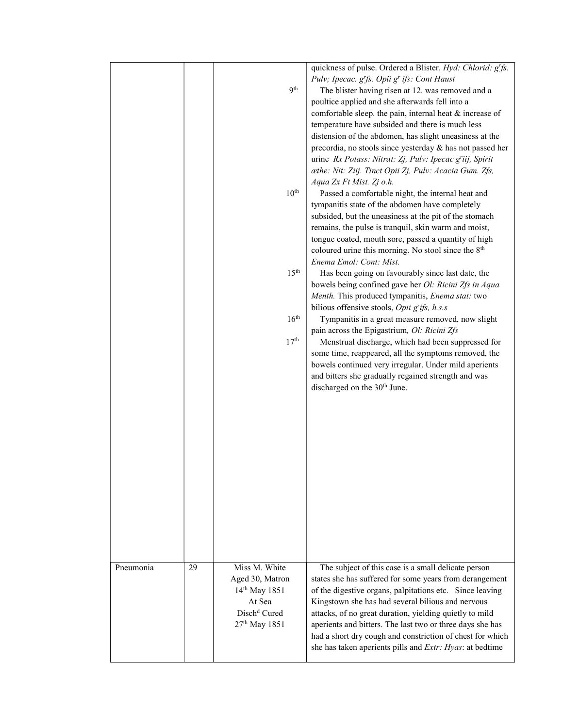| | | | |
|---|---|---|---|
| | | | quickness of pulse. Ordered a Blister. *Hyd: Chlorid: g^r fs. Pulv; Ipecac. g^r fs. Opii g^r ifs: Cont Haust* |
| | | 9th | The blister having risen at 12. was removed and a poultice applied and she afterwards fell into a comfortable sleep. the pain, internal heat & increase of temperature have subsided and there is much less distension of the abdomen, has slight uneasiness at the precordia, no stools since yesterday & has not passed her urine *Rx Potass: Nitrat: Ʒj, Pulv: Ipecac g^r iij, Spirit æthe: Nit: Ʒiij. Tinct Opii Ʒj, Pulv: Acacia Gum. Ʒfs, Aqua Ʒx Ft Mist. Ʒj o.h.* |
| | | 10th | Passed a comfortable night, the internal heat and tympanitis state of the abdomen have completely subsided, but the uneasiness at the pit of the stomach remains, the pulse is tranquil, skin warm and moist, tongue coated, mouth sore, passed a quantity of high coloured urine this morning. No stool since the 8th *Enema Emol: Cont: Mist.* |
| | | 15th | Has been going on favourably since last date, the bowels being confined gave her *Ol: Ricini Ʒfs in Aqua Menth.* This produced tympanitis, *Enema stat:* two bilious offensive stools, *Opii g^r ifs, h.s.s* |
| | | 16th | Tympanitis in a great measure removed, now slight pain across the Epigastrium*, Ol: Ricini Ʒfs* |
| | | 17th | Menstrual discharge, which had been suppressed for some time, reappeared, all the symptoms removed, the bowels continued very irregular. Under mild aperients and bitters she gradually regained strength and was discharged on the 30th June. |
| Pneumonia | 29 | Miss M. White<br>Aged 30, Matron<br>14th May 1851<br>At Sea<br>Disch^d Cured<br>27th May 1851 | The subject of this case is a small delicate person states she has suffered for some years from derangement of the digestive organs, palpitations etc. Since leaving Kingstown she has had several bilious and nervous attacks, of no great duration, yielding quietly to mild aperients and bitters. The last two or three days she has had a short dry cough and constriction of chest for which she has taken aperients pills and *Extr: Hyas*: at bedtime |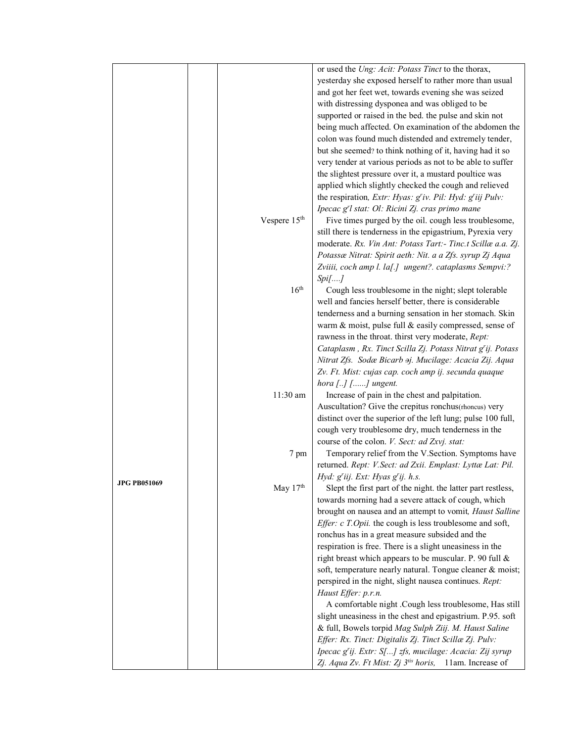| | | | |
|---|---|---|---|
| | | | or used the *Ung: Acit: Potass Tinct* to the thorax, yesterday she exposed herself to rather more than usual and got her feet wet, towards evening she was seized with distressing dysponea and was obliged to be supported or raised in the bed. the pulse and skin not being much affected. On examination of the abdomen the colon was found much distended and extremely tender, but she seemed? to think nothing of it, having had it so very tender at various periods as not to be able to suffer the slightest pressure over it, a mustard poultice was applied which slightly checked the cough and relieved the respiration*, Extr: Hyas: g^r iv. Pil: Hyd: g^r iij Pulv: Ipecac g^r l stat: Ol: Ricini Zj. cras primo mane* |
| | | Vespere 15th | Five times purged by the oil. cough less troublesome, still there is tenderness in the epigastrium, Pyrexia very moderate. *Rx. Vin Ant: Potass Tart:- Tinc.t Scillæ a.a. Zj. Potassæ Nitrat: Spirit aeth: Nit. a a Zfs. syrup Zj Aqua Zviiii, coch amp l. la[.] ungent?. cataplasms Sempvi:? Spi[....]* |
| | | 16th | Cough less troublesome in the night; slept tolerable well and fancies herself better, there is considerable tenderness and a burning sensation in her stomach. Skin warm & moist, pulse full & easily compressed, sense of rawness in the throat. thirst very moderate, *Rept: Cataplasm , Rx. Tinct Scilla Zj. Potass Nitrat g^r ij. Potass Nitrat Zfs. Sodæ Bicarb ℈j. Mucilage: Acacia Zij. Aqua Zv. Ft. Mist: cujas cap. coch amp ij. secunda quaque hora [..] [......] ungent.* |
| | | 11:30 am | Increase of pain in the chest and palpitation. Auscultation? Give the crepitus ronchus(rhoncus) very distinct over the superior of the left lung; pulse 100 full, cough very troublesome dry, much tenderness in the course of the colon. *V. Sect: ad Zxvj. stat:* |
| | | 7 pm | Temporary relief from the V.Section. Symptoms have returned. *Rept: V.Sect: ad Zxii. Emplast: Lyttæ Lat: Pil. Hyd: g^r iij. Ext: Hyas g^r ij. h.s.* |
| **JPG PB051069** | | May 17th | Slept the first part of the night. the latter part restless, towards morning had a severe attack of cough, which brought on nausea and an attempt to vomit*, Haust Salline Effer: c T.Opii.* the cough is less troublesome and soft, ronchus has in a great measure subsided and the respiration is free. There is a slight uneasiness in the right breast which appears to be muscular. P. 90 full & soft, temperature nearly natural. Tongue cleaner & moist; perspired in the night, slight nausea continues. *Rept: Haust Effer: p.r.n.* |
| | | | A comfortable night .Cough less troublesome, Has still slight uneasiness in the chest and epigastrium. P.95. soft & full, Bowels torpid *Mag Sulph Ziij. M. Haust Saline Effer: Rx. Tinct: Digitalis Zj. Tinct Scillæ Zj. Pulv: Ipecac g^r ij. Extr: S[...] zfs, mucilage: Acacia: Zij syrup Zj. Aqua Zv. Ft Mist: Zj 3^tis horis,* 11am. Increase of |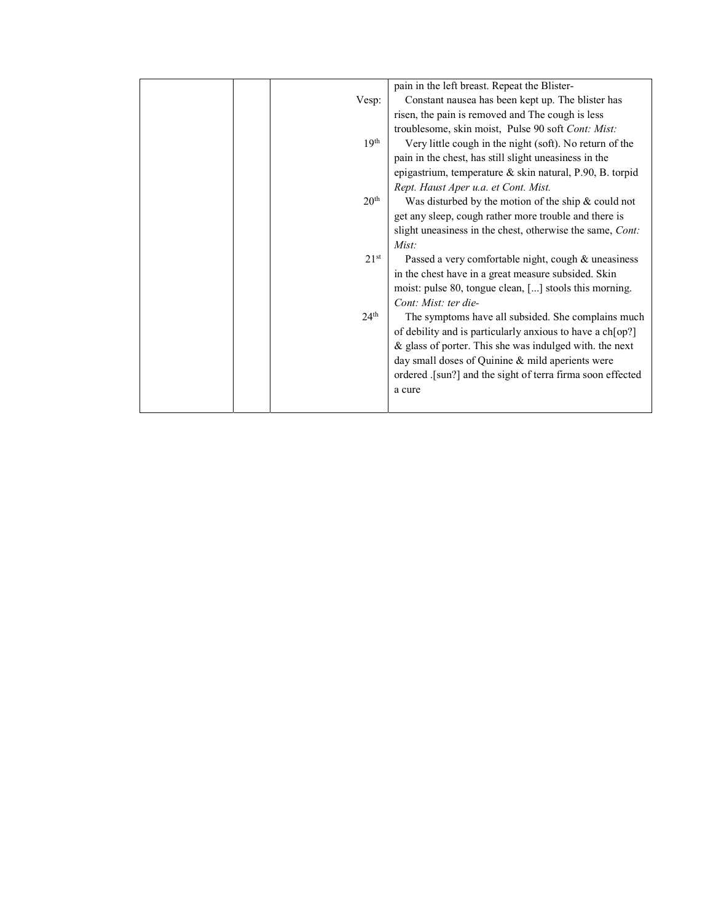| | | | |
|---|---|---|---|
| | | | pain in the left breast. Repeat the Blister- |
| | | Vesp: | Constant nausea has been kept up. The blister has risen, the pain is removed and The cough is less troublesome, skin moist, Pulse 90 soft *Cont: Mist:* |
| | | 19th | Very little cough in the night (soft). No return of the pain in the chest, has still slight uneasiness in the epigastrium, temperature & skin natural, P.90, B. torpid *Rept. Haust Aper u.a. et Cont. Mist.* |
| | | 20th | Was disturbed by the motion of the ship & could not get any sleep, cough rather more trouble and there is slight uneasiness in the chest, otherwise the same, *Cont: Mist:* |
| | | 21st | Passed a very comfortable night, cough & uneasiness in the chest have in a great measure subsided. Skin moist: pulse 80, tongue clean, [...] stools this morning. *Cont: Mist: ter die-* |
| | | 24th | The symptoms have all subsided. She complains much of debility and is particularly anxious to have a ch[op?] & glass of porter. This she was indulged with. the next day small doses of Quinine & mild aperients were ordered .[sun?] and the sight of terra firma soon effected a cure |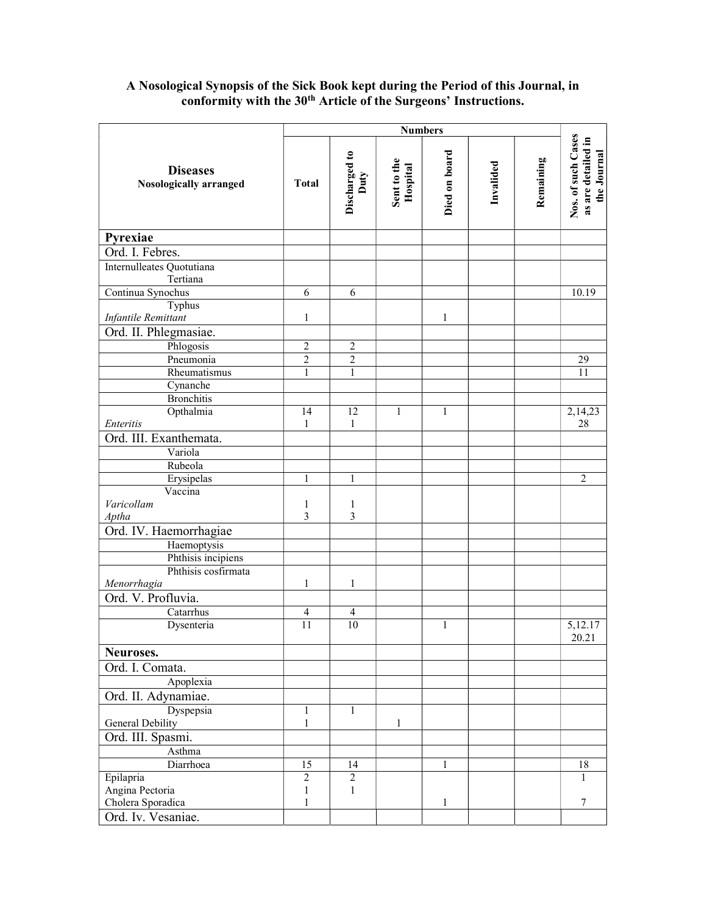**A Nosological Synopsis of the Sick Book kept during the Period of this Journal, in conformity with the 30th Article of the Surgeons' Instructions.**

| Diseases<br>Nosologically arranged | Numbers | | | | | | Nos. of such Cases as are detailed in the Journal |
|---|---|---|---|---|---|---|---|
| | Total | Discharged to Duty | Sent to the Hospital | Died on board | Invalided | Remaining | |
| **Pyrexiae** | | | | | | | |
| Ord. I. Febres. | | | | | | | |
| Internulleates Quotutiana | | | | | | | |
| Tertiana | | | | | | | |
| Continua Synochus | 6 | 6 | | | | | 10.19 |
| Typhus | | | | | | | |
| *Infantile Remittant* | 1 | | | 1 | | | |
| Ord. II. Phlegmasiae. | | | | | | | |
| Phlogosis | 2 | 2 | | | | | |
| Pneumonia | 2 | 2 | | | | | 29 |
| Rheumatismus | 1 | 1 | | | | | 11 |
| Cynanche | | | | | | | |
| Bronchitis | | | | | | | |
| Opthalmia | 14 | 12 | 1 | 1 | | | 2,14,23 |
| *Enteritis* | 1 | 1 | | | | | 28 |
| Ord. III. Exanthemata. | | | | | | | |
| Variola | | | | | | | |
| Rubeola | | | | | | | |
| Erysipelas | 1 | 1 | | | | | 2 |
| Vaccina | | | | | | | |
| *Varicollam* | 1 | 1 | | | | | |
| *Aptha* | 3 | 3 | | | | | |
| Ord. IV. Haemorrhagiae | | | | | | | |
| Haemoptysis | | | | | | | |
| Phthisis incipiens | | | | | | | |
| Phthisis cosfirmata | | | | | | | |
| *Menorrhagia* | 1 | 1 | | | | | |
| Ord. V. Profluvia. | | | | | | | |
| Catarrhus | 4 | 4 | | | | | |
| Dysenteria | 11 | 10 | | 1 | | | 5,12.17 20.21 |
| **Neuroses.** | | | | | | | |
| Ord. I. Comata. | | | | | | | |
| Apoplexia | | | | | | | |
| Ord. II. Adynamiae. | | | | | | | |
| Dyspepsia | 1 | 1 | | | | | |
| General Debility | 1 | | 1 | | | | |
| Ord. III. Spasmi. | | | | | | | |
| Asthma | | | | | | | |
| Diarrhoea | 15 | 14 | | 1 | | | 18 |
| Epilapria | 2 | 2 | | | | | 1 |
| Angina Pectoria | 1 | 1 | | | | | |
| Cholera Sporadica | 1 | | | 1 | | | 7 |
| Ord. Iv. Vesaniae. | | | | | | | |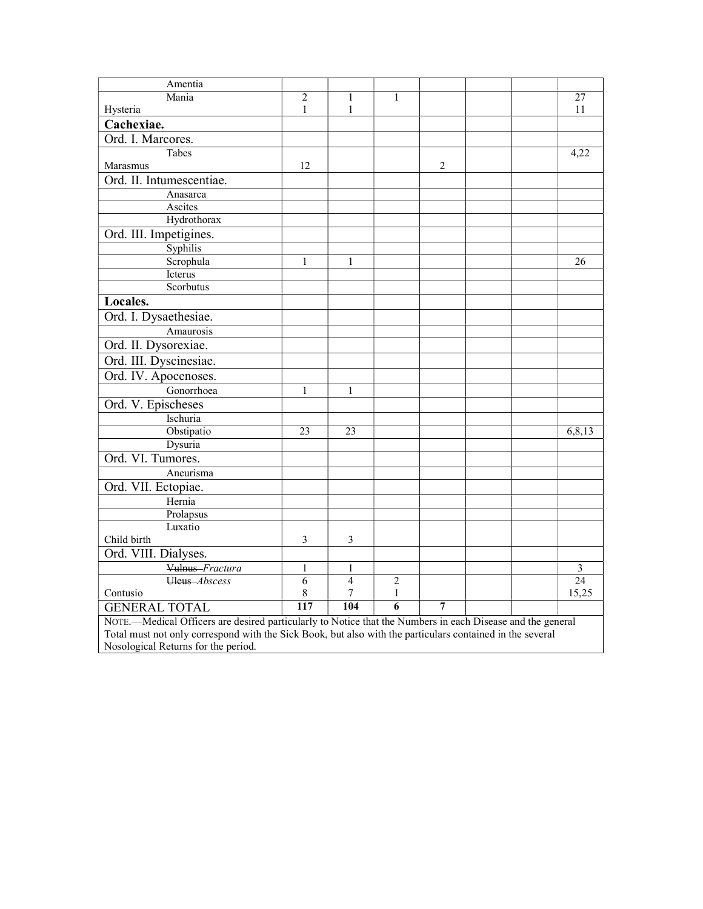| | | | | | | | |
|---|---|---|---|---|---|---|---|
| Amentia | | | | | | | |
| Mania<br>Hysteria | 2<br>1 | 1<br>1 | 1 | | | | 27<br>11 |
| **Cachexiae.** | | | | | | | |
| Ord. I. Marcores. | | | | | | | |
| Tabes<br>Marasmus | 12 | | | 2 | | | 4,22 |
| Ord. II. Intumescentiae. | | | | | | | |
| Anasarca | | | | | | | |
| Ascites | | | | | | | |
| Hydrothorax | | | | | | | |
| Ord. III. Impetigines. | | | | | | | |
| Syphilis | | | | | | | |
| Scrophula | 1 | 1 | | | | | 26 |
| Icterus | | | | | | | |
| Scorbutus | | | | | | | |
| **Locales.** | | | | | | | |
| Ord. I. Dysaethesiae. | | | | | | | |
| Amaurosis | | | | | | | |
| Ord. II. Dysorexiae. | | | | | | | |
| Ord. III. Dyscinesiae. | | | | | | | |
| Ord. IV. Apocenoses. | | | | | | | |
| Gonorrhoea | 1 | 1 | | | | | |
| Ord. V. Epischeses | | | | | | | |
| Ischuria | | | | | | | |
| Obstipatio | 23 | 23 | | | | | 6,8,13 |
| Dysuria | | | | | | | |
| Ord. VI. Tumores. | | | | | | | |
| Aneurisma | | | | | | | |
| Ord. VII. Ectopiae. | | | | | | | |
| Hernia | | | | | | | |
| Prolapsus | | | | | | | |
| Luxatio<br>Child birth | 3 | 3 | | | | | |
| Ord. VIII. Dialyses. | | | | | | | |
| ~~Vulnus~~ *Fractura* | 1 | 1 | | | | | 3 |
| ~~Ulcus~~ *Abscess*<br>Contusio | 6<br>8 | 4<br>7 | 2<br>1 | | | | 24<br>15,25 |
| GENERAL TOTAL | **117** | **104** | **6** | **7** | | | |

NOTE.—Medical Officers are desired particularly to Notice that the Numbers in each Disease and the general Total must not only correspond with the Sick Book, but also with the particulars contained in the several Nosological Returns for the period.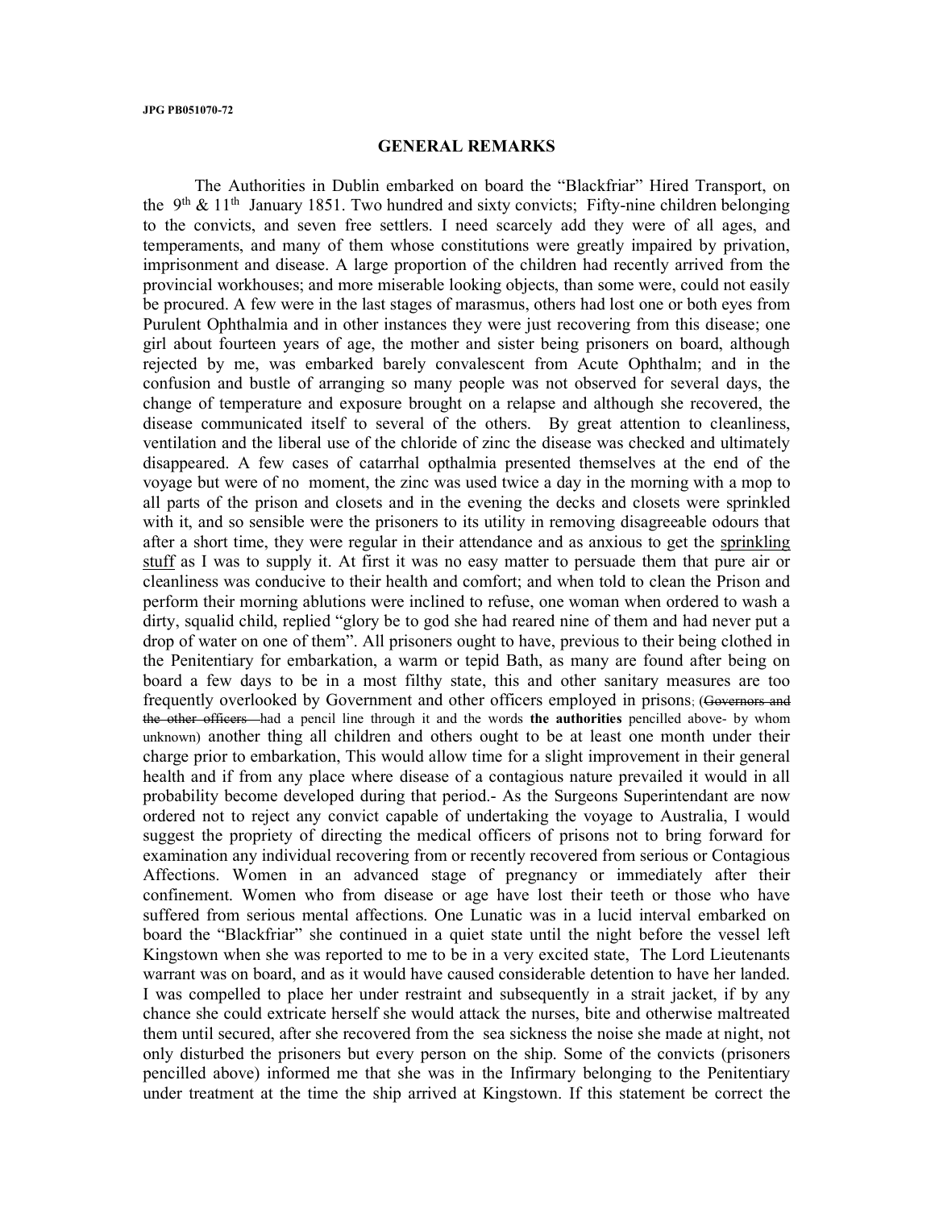JPG PB051070-72

## GENERAL REMARKS

The Authorities in Dublin embarked on board the "Blackfriar" Hired Transport, on the 9th & 11th January 1851. Two hundred and sixty convicts; Fifty-nine children belonging to the convicts, and seven free settlers. I need scarcely add they were of all ages, and temperaments, and many of them whose constitutions were greatly impaired by privation, imprisonment and disease. A large proportion of the children had recently arrived from the provincial workhouses; and more miserable looking objects, than some were, could not easily be procured. A few were in the last stages of marasmus, others had lost one or both eyes from Purulent Ophthalmia and in other instances they were just recovering from this disease; one girl about fourteen years of age, the mother and sister being prisoners on board, although rejected by me, was embarked barely convalescent from Acute Ophthalm; and in the confusion and bustle of arranging so many people was not observed for several days, the change of temperature and exposure brought on a relapse and although she recovered, the disease communicated itself to several of the others. By great attention to cleanliness, ventilation and the liberal use of the chloride of zinc the disease was checked and ultimately disappeared. A few cases of catarrhal opthalmia presented themselves at the end of the voyage but were of no moment, the zinc was used twice a day in the morning with a mop to all parts of the prison and closets and in the evening the decks and closets were sprinkled with it, and so sensible were the prisoners to its utility in removing disagreeable odours that after a short time, they were regular in their attendance and as anxious to get the <u>sprinkling stuff</u> as I was to supply it. At first it was no easy matter to persuade them that pure air or cleanliness was conducive to their health and comfort; and when told to clean the Prison and perform their morning ablutions were inclined to refuse, one woman when ordered to wash a dirty, squalid child, replied "glory be to god she had reared nine of them and had never put a drop of water on one of them". All prisoners ought to have, previous to their being clothed in the Penitentiary for embarkation, a warm or tepid Bath, as many are found after being on board a few days to be in a most filthy state, this and other sanitary measures are too frequently overlooked by Government and other officers employed in prisons; (~~Governors and the other officers~~ had a pencil line through it and the words **the authorities** pencilled above- by whom unknown) another thing all children and others ought to be at least one month under their charge prior to embarkation, This would allow time for a slight improvement in their general health and if from any place where disease of a contagious nature prevailed it would in all probability become developed during that period.- As the Surgeons Superintendant are now ordered not to reject any convict capable of undertaking the voyage to Australia, I would suggest the propriety of directing the medical officers of prisons not to bring forward for examination any individual recovering from or recently recovered from serious or Contagious Affections. Women in an advanced stage of pregnancy or immediately after their confinement. Women who from disease or age have lost their teeth or those who have suffered from serious mental affections. One Lunatic was in a lucid interval embarked on board the "Blackfriar" she continued in a quiet state until the night before the vessel left Kingstown when she was reported to me to be in a very excited state, The Lord Lieutenants warrant was on board, and as it would have caused considerable detention to have her landed. I was compelled to place her under restraint and subsequently in a strait jacket, if by any chance she could extricate herself she would attack the nurses, bite and otherwise maltreated them until secured, after she recovered from the sea sickness the noise she made at night, not only disturbed the prisoners but every person on the ship. Some of the convicts (prisoners pencilled above) informed me that she was in the Infirmary belonging to the Penitentiary under treatment at the time the ship arrived at Kingstown. If this statement be correct the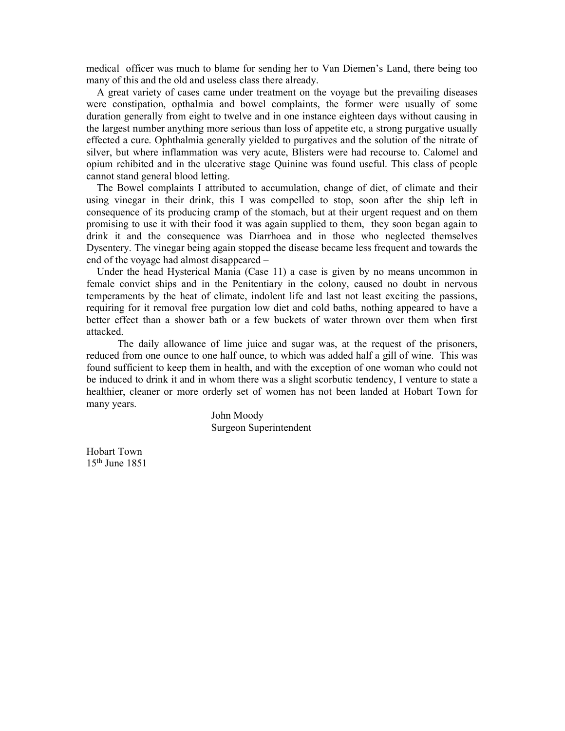medical officer was much to blame for sending her to Van Diemen's Land, there being too many of this and the old and useless class there already.

A great variety of cases came under treatment on the voyage but the prevailing diseases were constipation, opthalmia and bowel complaints, the former were usually of some duration generally from eight to twelve and in one instance eighteen days without causing in the largest number anything more serious than loss of appetite etc, a strong purgative usually effected a cure. Ophthalmia generally yielded to purgatives and the solution of the nitrate of silver, but where inflammation was very acute, Blisters were had recourse to. Calomel and opium rehibited and in the ulcerative stage Quinine was found useful. This class of people cannot stand general blood letting.

The Bowel complaints I attributed to accumulation, change of diet, of climate and their using vinegar in their drink, this I was compelled to stop, soon after the ship left in consequence of its producing cramp of the stomach, but at their urgent request and on them promising to use it with their food it was again supplied to them, they soon began again to drink it and the consequence was Diarrhoea and in those who neglected themselves Dysentery. The vinegar being again stopped the disease became less frequent and towards the end of the voyage had almost disappeared –

Under the head Hysterical Mania (Case 11) a case is given by no means uncommon in female convict ships and in the Penitentiary in the colony, caused no doubt in nervous temperaments by the heat of climate, indolent life and last not least exciting the passions, requiring for it removal free purgation low diet and cold baths, nothing appeared to have a better effect than a shower bath or a few buckets of water thrown over them when first attacked.

The daily allowance of lime juice and sugar was, at the request of the prisoners, reduced from one ounce to one half ounce, to which was added half a gill of wine. This was found sufficient to keep them in health, and with the exception of one woman who could not be induced to drink it and in whom there was a slight scorbutic tendency, I venture to state a healthier, cleaner or more orderly set of women has not been landed at Hobart Town for many years.

John Moody
Surgeon Superintendent

Hobart Town
15th June 1851